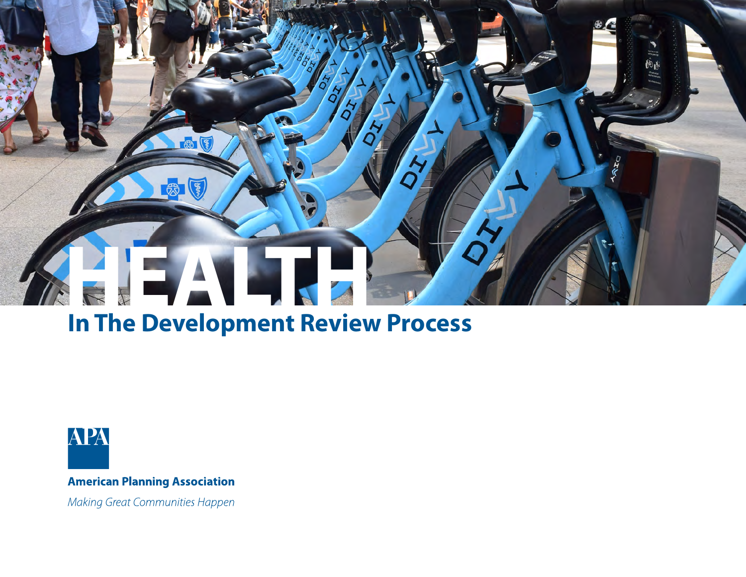# HEALTH

## In The Development Review Process

APA

**American Planning Association**

*Making Great Communities Happen*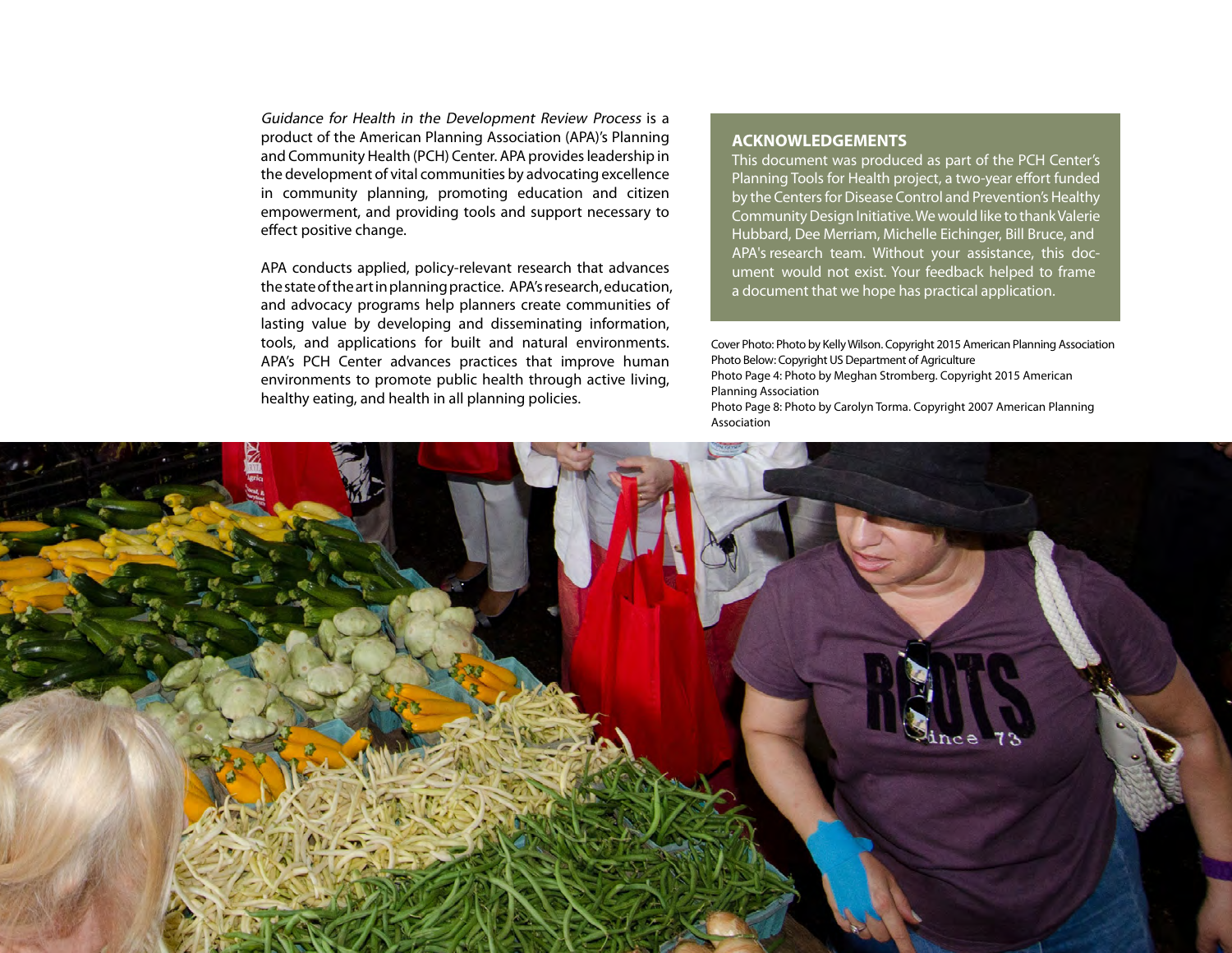*Guidance for Health in the Development Review Process* is a product of the American Planning Association (APA)'s Planning and Community Health (PCH) Center. APA provides leadership in the development of vital communities by advocating excellence in community planning, promoting education and citizen empowerment, and providing tools and support necessary to effect positive change.

APA conducts applied, policy-relevant research that advances the state of the art in planning practice. APA's research, education, and advocacy programs help planners create communities of lasting value by developing and disseminating information, tools, and applications for built and natural environments. APA's PCH Center advances practices that improve human environments to promote public health through active living, healthy eating, and health in all planning policies.

## ACKNOWLEDGEMENTS

This document was produced as part of the PCH Center's Planning Tools for Health project, a two-year effort funded by the Centers for Disease Control and Prevention's Healthy Community Design Initiative. We would like to thank Valerie Hubbard, Dee Merriam, Michelle Eichinger, Bill Bruce, and APA's research team. Without your assistance, this document would not exist. Your feedback helped to frame a document that we hope has practical application.

Cover Photo: Photo by Kelly Wilson. Copyright 2015 American Planning Association
Photo Below: Copyright US Department of Agriculture
Photo Page 4: Photo by Meghan Stromberg. Copyright 2015 American Planning Association
Photo Page 8: Photo by Carolyn Torma. Copyright 2007 American Planning Association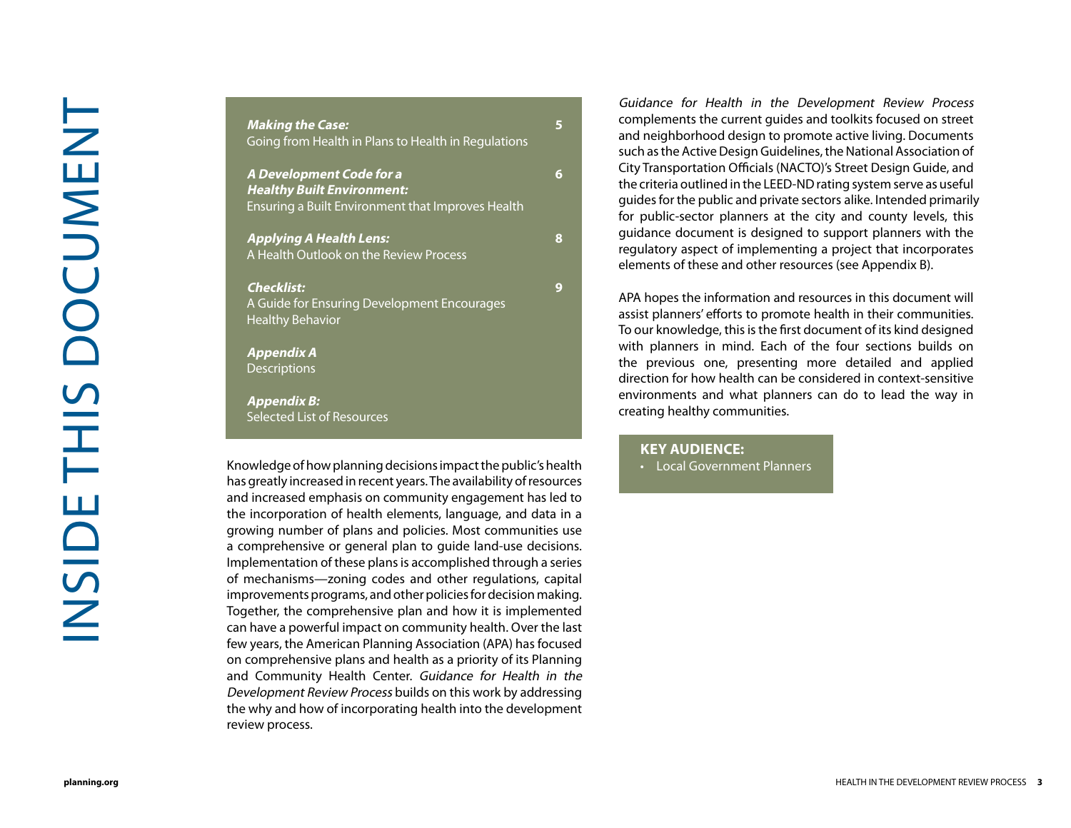# INSIDE THIS DOCUMENT

| | |
|---|---|
| ***Making the Case:*** Going from Health in Plans to Health in Regulations | 5 |
| ***A Development Code for a Healthy Built Environment:*** Ensuring a Built Environment that Improves Health | 6 |
| ***Applying A Health Lens:*** A Health Outlook on the Review Process | 8 |
| ***Checklist:*** A Guide for Ensuring Development Encourages Healthy Behavior | 9 |
| ***Appendix A*** Descriptions | |
| ***Appendix B:*** Selected List of Resources | |

Knowledge of how planning decisions impact the public's health has greatly increased in recent years. The availability of resources and increased emphasis on community engagement has led to the incorporation of health elements, language, and data in a growing number of plans and policies. Most communities use a comprehensive or general plan to guide land-use decisions. Implementation of these plans is accomplished through a series of mechanisms—zoning codes and other regulations, capital improvements programs, and other policies for decision making. Together, the comprehensive plan and how it is implemented can have a powerful impact on community health. Over the last few years, the American Planning Association (APA) has focused on comprehensive plans and health as a priority of its Planning and Community Health Center. *Guidance for Health in the Development Review Process* builds on this work by addressing the why and how of incorporating health into the development review process.

*Guidance for Health in the Development Review Process* complements the current guides and toolkits focused on street and neighborhood design to promote active living. Documents such as the Active Design Guidelines, the National Association of City Transportation Officials (NACTO)'s Street Design Guide, and the criteria outlined in the LEED-ND rating system serve as useful guides for the public and private sectors alike. Intended primarily for public-sector planners at the city and county levels, this guidance document is designed to support planners with the regulatory aspect of implementing a project that incorporates elements of these and other resources (see Appendix B).

APA hopes the information and resources in this document will assist planners' efforts to promote health in their communities. To our knowledge, this is the first document of its kind designed with planners in mind. Each of the four sections builds on the previous one, presenting more detailed and applied direction for how health can be considered in context-sensitive environments and what planners can do to lead the way in creating healthy communities.

**KEY AUDIENCE:**

- Local Government Planners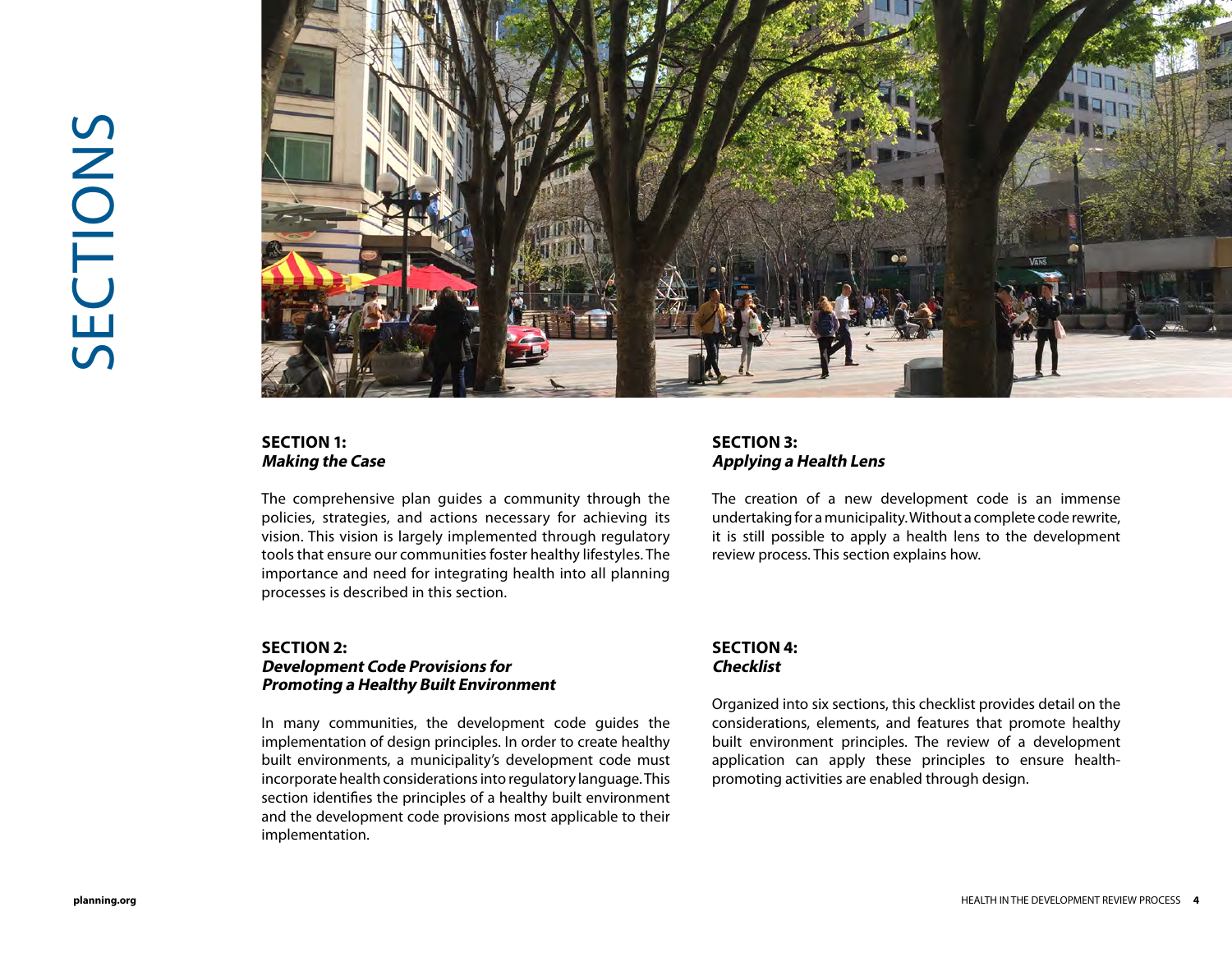# SECTIONS

**SECTION 1:**
***Making the Case***

The comprehensive plan guides a community through the policies, strategies, and actions necessary for achieving its vision. This vision is largely implemented through regulatory tools that ensure our communities foster healthy lifestyles. The importance and need for integrating health into all planning processes is described in this section.

**SECTION 2:**
***Development Code Provisions for Promoting a Healthy Built Environment***

In many communities, the development code guides the implementation of design principles. In order to create healthy built environments, a municipality's development code must incorporate health considerations into regulatory language. This section identifies the principles of a healthy built environment and the development code provisions most applicable to their implementation.

**SECTION 3:**
***Applying a Health Lens***

The creation of a new development code is an immense undertaking for a municipality. Without a complete code rewrite, it is still possible to apply a health lens to the development review process. This section explains how.

**SECTION 4:**
***Checklist***

Organized into six sections, this checklist provides detail on the considerations, elements, and features that promote healthy built environment principles. The review of a development application can apply these principles to ensure health-promoting activities are enabled through design.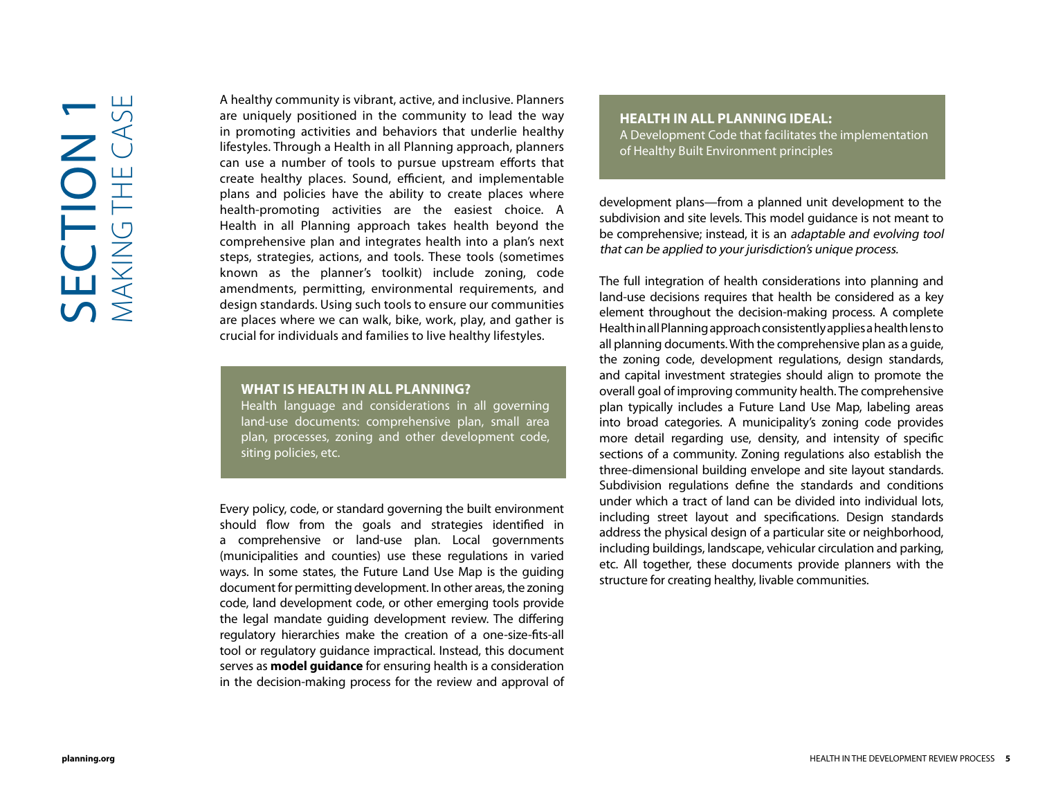# SECTION 1
## MAKING THE CASE

A healthy community is vibrant, active, and inclusive. Planners are uniquely positioned in the community to lead the way in promoting activities and behaviors that underlie healthy lifestyles. Through a Health in all Planning approach, planners can use a number of tools to pursue upstream efforts that create healthy places. Sound, efficient, and implementable plans and policies have the ability to create places where health-promoting activities are the easiest choice. A Health in all Planning approach takes health beyond the comprehensive plan and integrates health into a plan's next steps, strategies, actions, and tools. These tools (sometimes known as the planner's toolkit) include zoning, code amendments, permitting, environmental requirements, and design standards. Using such tools to ensure our communities are places where we can walk, bike, work, play, and gather is crucial for individuals and families to live healthy lifestyles.

**WHAT IS HEALTH IN ALL PLANNING?**
Health language and considerations in all governing land-use documents: comprehensive plan, small area plan, processes, zoning and other development code, siting policies, etc.

Every policy, code, or standard governing the built environment should flow from the goals and strategies identified in a comprehensive or land-use plan. Local governments (municipalities and counties) use these regulations in varied ways. In some states, the Future Land Use Map is the guiding document for permitting development. In other areas, the zoning code, land development code, or other emerging tools provide the legal mandate guiding development review. The differing regulatory hierarchies make the creation of a one-size-fits-all tool or regulatory guidance impractical. Instead, this document serves as **model guidance** for ensuring health is a consideration in the decision-making process for the review and approval of development plans—from a planned unit development to the subdivision and site levels. This model guidance is not meant to be comprehensive; instead, it is an *adaptable and evolving tool that can be applied to your jurisdiction's unique process.*

**HEALTH IN ALL PLANNING IDEAL:**
A Development Code that facilitates the implementation of Healthy Built Environment principles

The full integration of health considerations into planning and land-use decisions requires that health be considered as a key element throughout the decision-making process. A complete Health in all Planning approach consistently applies a health lens to all planning documents. With the comprehensive plan as a guide, the zoning code, development regulations, design standards, and capital investment strategies should align to promote the overall goal of improving community health. The comprehensive plan typically includes a Future Land Use Map, labeling areas into broad categories. A municipality's zoning code provides more detail regarding use, density, and intensity of specific sections of a community. Zoning regulations also establish the three-dimensional building envelope and site layout standards. Subdivision regulations define the standards and conditions under which a tract of land can be divided into individual lots, including street layout and specifications. Design standards address the physical design of a particular site or neighborhood, including buildings, landscape, vehicular circulation and parking, etc. All together, these documents provide planners with the structure for creating healthy, livable communities.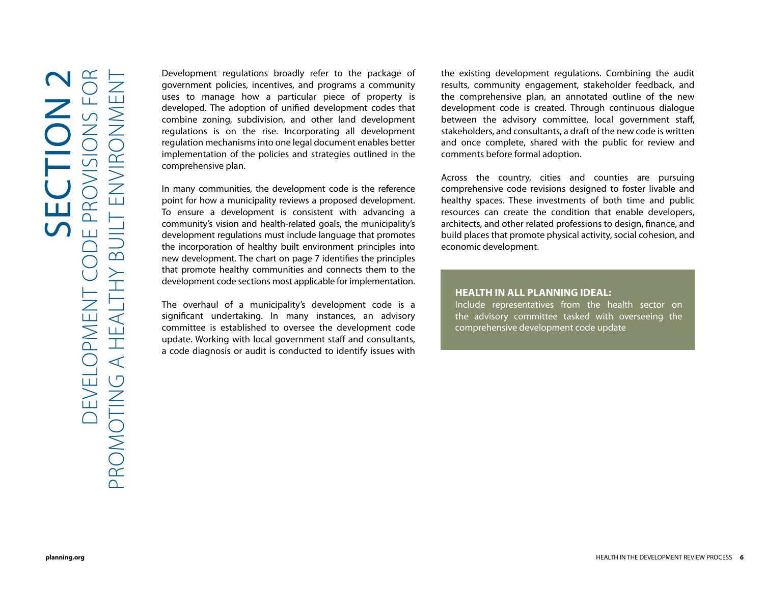# SECTION 2

## DEVELOPMENT CODE PROVISIONS FOR PROMOTING A HEALTHY BUILT ENVIRONMENT

Development regulations broadly refer to the package of government policies, incentives, and programs a community uses to manage how a particular piece of property is developed. The adoption of unified development codes that combine zoning, subdivision, and other land development regulations is on the rise. Incorporating all development regulation mechanisms into one legal document enables better implementation of the policies and strategies outlined in the comprehensive plan.

In many communities, the development code is the reference point for how a municipality reviews a proposed development. To ensure a development is consistent with advancing a community's vision and health-related goals, the municipality's development regulations must include language that promotes the incorporation of healthy built environment principles into new development. The chart on page 7 identifies the principles that promote healthy communities and connects them to the development code sections most applicable for implementation.

The overhaul of a municipality's development code is a significant undertaking. In many instances, an advisory committee is established to oversee the development code update. Working with local government staff and consultants, a code diagnosis or audit is conducted to identify issues with the existing development regulations. Combining the audit results, community engagement, stakeholder feedback, and the comprehensive plan, an annotated outline of the new development code is created. Through continuous dialogue between the advisory committee, local government staff, stakeholders, and consultants, a draft of the new code is written and once complete, shared with the public for review and comments before formal adoption.

Across the country, cities and counties are pursuing comprehensive code revisions designed to foster livable and healthy spaces. These investments of both time and public resources can create the condition that enable developers, architects, and other related professions to design, finance, and build places that promote physical activity, social cohesion, and economic development.

**HEALTH IN ALL PLANNING IDEAL:**
Include representatives from the health sector on the advisory committee tasked with overseeing the comprehensive development code update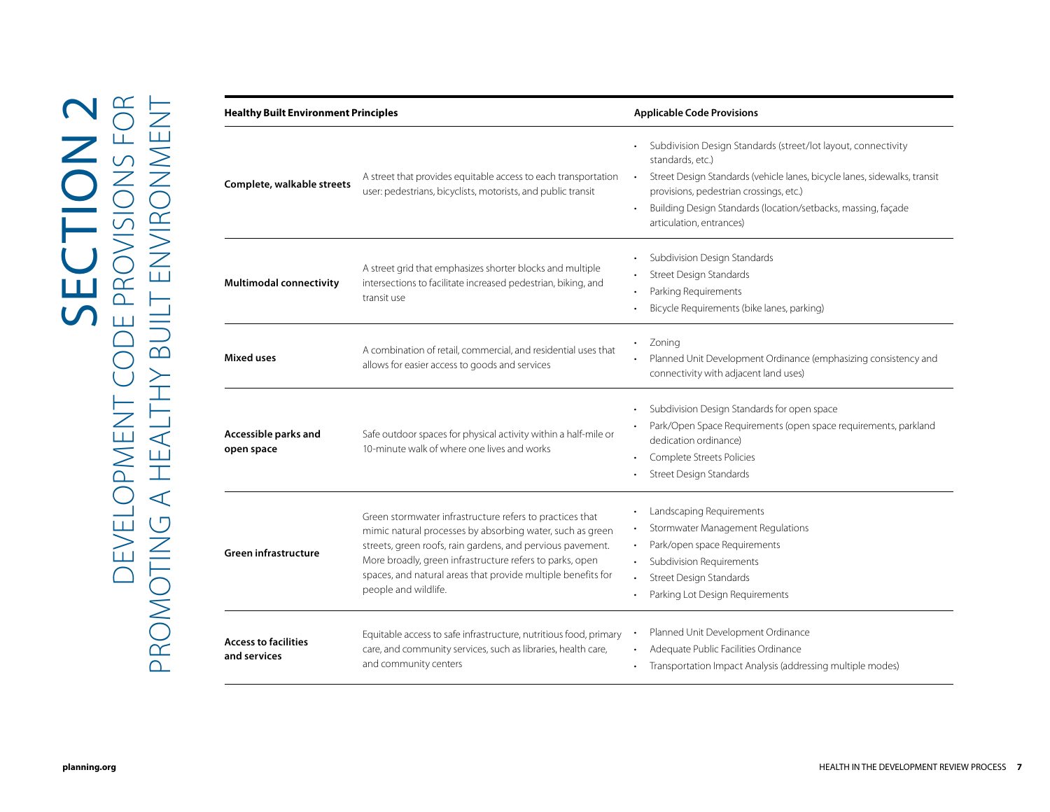# SECTION 2

## DEVELOPMENT CODE PROVISIONS FOR PROMOTING A HEALTHY BUILT ENVIRONMENT

| Healthy Built Environment Principles | | Applicable Code Provisions |
|---|---|---|
| **Complete, walkable streets** | A street that provides equitable access to each transportation user: pedestrians, bicyclists, motorists, and public transit | • Subdivision Design Standards (street/lot layout, connectivity standards, etc.)<br>• Street Design Standards (vehicle lanes, bicycle lanes, sidewalks, transit provisions, pedestrian crossings, etc.)<br>• Building Design Standards (location/setbacks, massing, façade articulation, entrances) |
| **Multimodal connectivity** | A street grid that emphasizes shorter blocks and multiple intersections to facilitate increased pedestrian, biking, and transit use | • Subdivision Design Standards<br>• Street Design Standards<br>• Parking Requirements<br>• Bicycle Requirements (bike lanes, parking) |
| **Mixed uses** | A combination of retail, commercial, and residential uses that allows for easier access to goods and services | • Zoning<br>• Planned Unit Development Ordinance (emphasizing consistency and connectivity with adjacent land uses) |
| **Accessible parks and open space** | Safe outdoor spaces for physical activity within a half-mile or 10-minute walk of where one lives and works | • Subdivision Design Standards for open space<br>• Park/Open Space Requirements (open space requirements, parkland dedication ordinance)<br>• Complete Streets Policies<br>• Street Design Standards |
| **Green infrastructure** | Green stormwater infrastructure refers to practices that mimic natural processes by absorbing water, such as green streets, green roofs, rain gardens, and pervious pavement. More broadly, green infrastructure refers to parks, open spaces, and natural areas that provide multiple benefits for people and wildlife. | • Landscaping Requirements<br>• Stormwater Management Regulations<br>• Park/open space Requirements<br>• Subdivision Requirements<br>• Street Design Standards<br>• Parking Lot Design Requirements |
| **Access to facilities and services** | Equitable access to safe infrastructure, nutritious food, primary care, and community services, such as libraries, health care, and community centers | • Planned Unit Development Ordinance<br>• Adequate Public Facilities Ordinance<br>• Transportation Impact Analysis (addressing multiple modes) |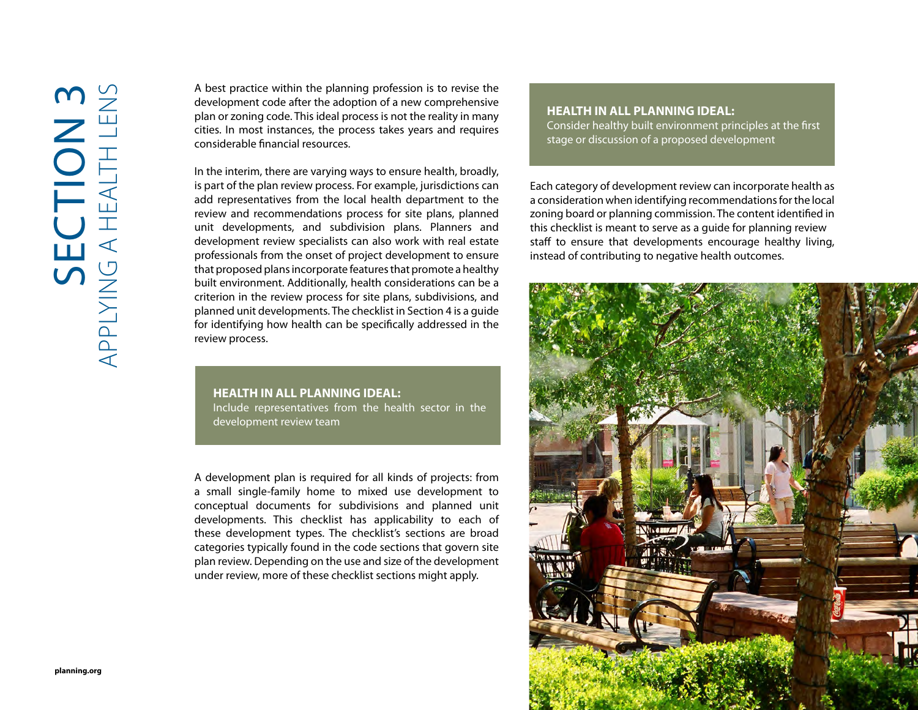# SECTION 3

## APPLYING A HEALTH LENS

A best practice within the planning profession is to revise the development code after the adoption of a new comprehensive plan or zoning code. This ideal process is not the reality in many cities. In most instances, the process takes years and requires considerable financial resources.

In the interim, there are varying ways to ensure health, broadly, is part of the plan review process. For example, jurisdictions can add representatives from the local health department to the review and recommendations process for site plans, planned unit developments, and subdivision plans. Planners and development review specialists can also work with real estate professionals from the onset of project development to ensure that proposed plans incorporate features that promote a healthy built environment. Additionally, health considerations can be a criterion in the review process for site plans, subdivisions, and planned unit developments. The checklist in Section 4 is a guide for identifying how health can be specifically addressed in the review process.

> **HEALTH IN ALL PLANNING IDEAL:**
> Include representatives from the health sector in the development review team

A development plan is required for all kinds of projects: from a small single-family home to mixed use development to conceptual documents for subdivisions and planned unit developments. This checklist has applicability to each of these development types. The checklist's sections are broad categories typically found in the code sections that govern site plan review. Depending on the use and size of the development under review, more of these checklist sections might apply.

> **HEALTH IN ALL PLANNING IDEAL:**
> Consider healthy built environment principles at the first stage or discussion of a proposed development

Each category of development review can incorporate health as a consideration when identifying recommendations for the local zoning board or planning commission. The content identified in this checklist is meant to serve as a guide for planning review staff to ensure that developments encourage healthy living, instead of contributing to negative health outcomes.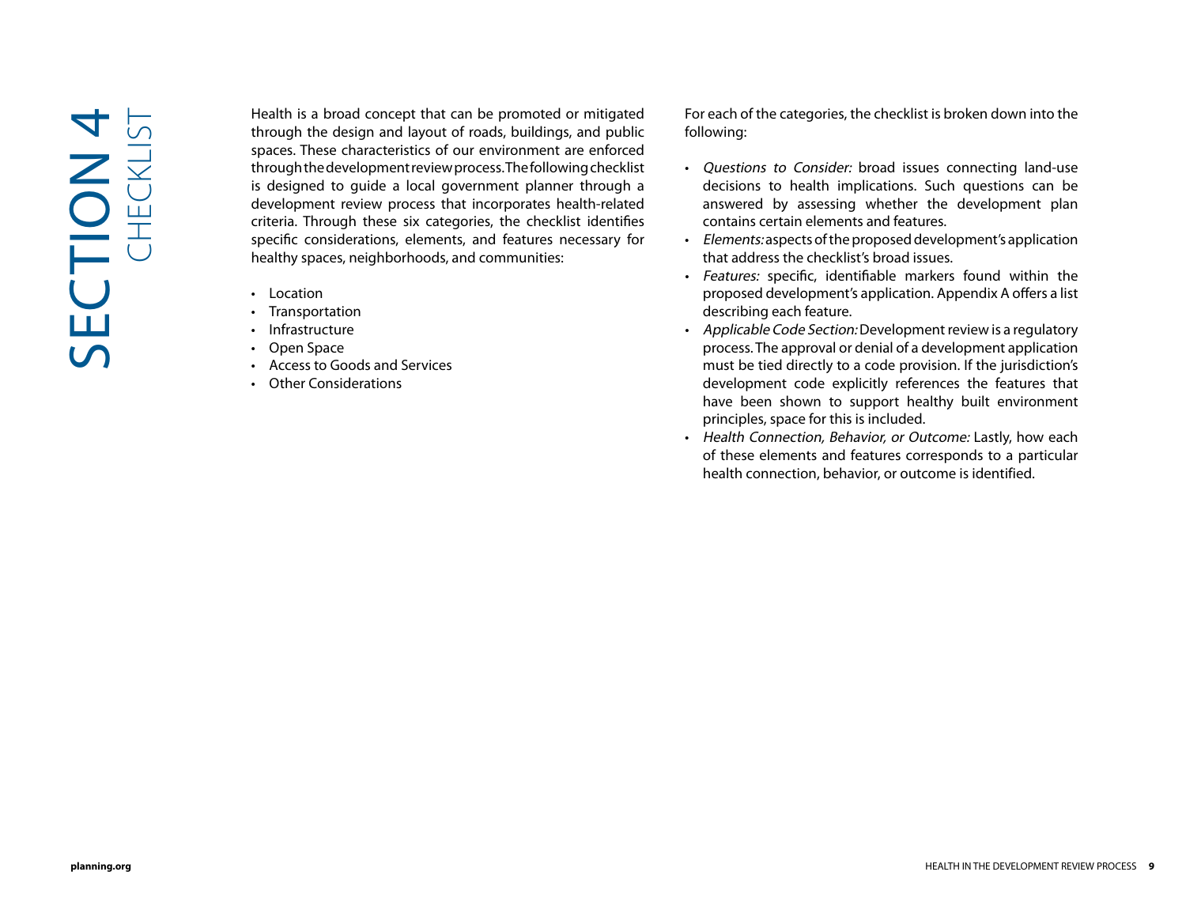# SECTION 4 CHECKLIST

Health is a broad concept that can be promoted or mitigated through the design and layout of roads, buildings, and public spaces. These characteristics of our environment are enforced through the development review process. The following checklist is designed to guide a local government planner through a development review process that incorporates health-related criteria. Through these six categories, the checklist identifies specific considerations, elements, and features necessary for healthy spaces, neighborhoods, and communities:

- Location
- Transportation
- Infrastructure
- Open Space
- Access to Goods and Services
- Other Considerations

For each of the categories, the checklist is broken down into the following:

- *Questions to Consider:* broad issues connecting land-use decisions to health implications. Such questions can be answered by assessing whether the development plan contains certain elements and features.
- *Elements:* aspects of the proposed development's application that address the checklist's broad issues.
- *Features:* specific, identifiable markers found within the proposed development's application. Appendix A offers a list describing each feature.
- *Applicable Code Section:* Development review is a regulatory process. The approval or denial of a development application must be tied directly to a code provision. If the jurisdiction's development code explicitly references the features that have been shown to support healthy built environment principles, space for this is included.
- *Health Connection, Behavior, or Outcome:* Lastly, how each of these elements and features corresponds to a particular health connection, behavior, or outcome is identified.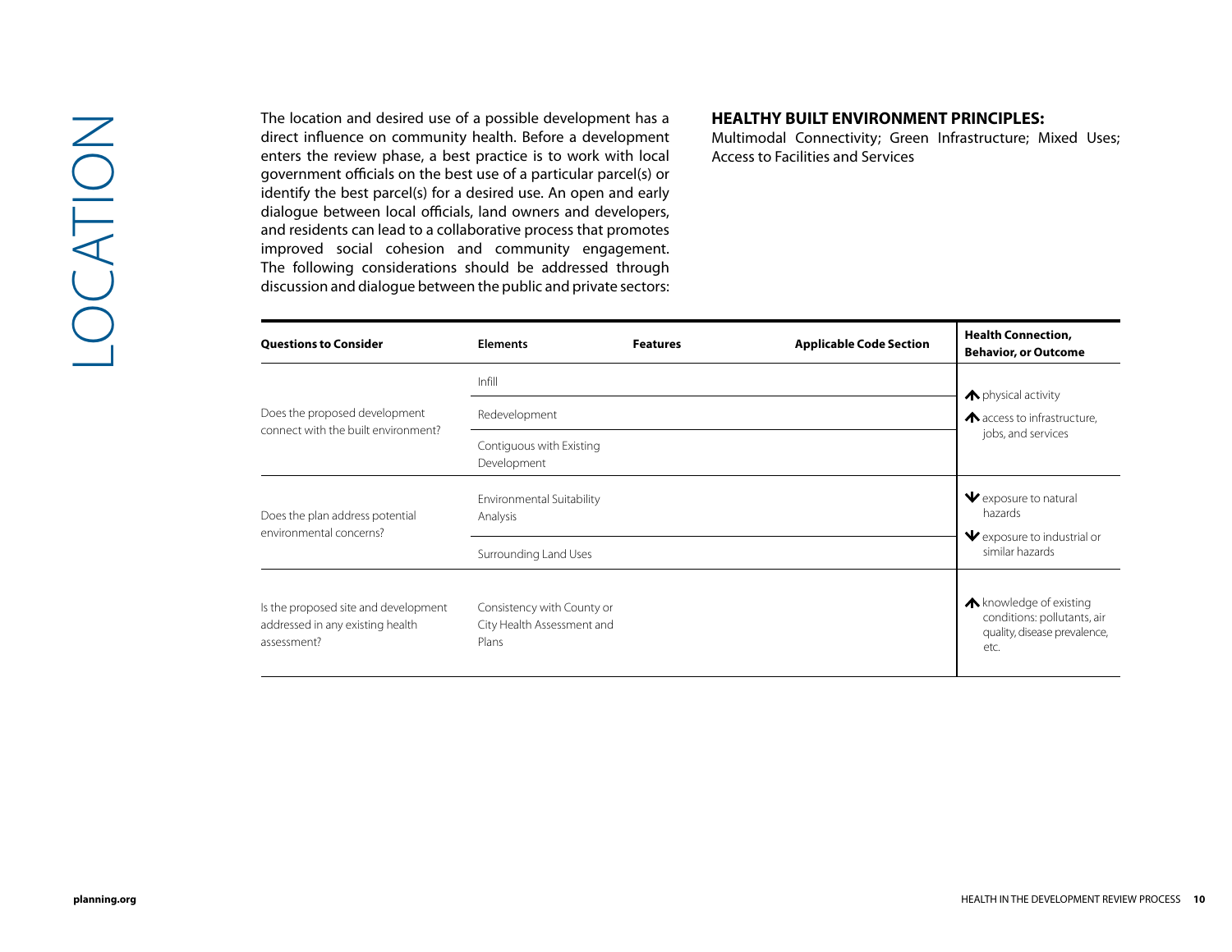# LOCATION

The location and desired use of a possible development has a direct influence on community health. Before a development enters the review phase, a best practice is to work with local government officials on the best use of a particular parcel(s) or identify the best parcel(s) for a desired use. An open and early dialogue between local officials, land owners and developers, and residents can lead to a collaborative process that promotes improved social cohesion and community engagement. The following considerations should be addressed through discussion and dialogue between the public and private sectors:

**HEALTHY BUILT ENVIRONMENT PRINCIPLES:**
Multimodal Connectivity; Green Infrastructure; Mixed Uses; Access to Facilities and Services

| Questions to Consider | Elements | Features | Applicable Code Section | Health Connection, Behavior, or Outcome |
|---|---|---|---|---|
| Does the proposed development connect with the built environment? | Infill | | | ↑ physical activity<br>↑ access to infrastructure, jobs, and services |
| | Redevelopment | | | |
| | Contiguous with Existing Development | | | |
| Does the plan address potential environmental concerns? | Environmental Suitability Analysis | | | ↓ exposure to natural hazards<br>↓ exposure to industrial or similar hazards |
| | Surrounding Land Uses | | | |
| Is the proposed site and development addressed in any existing health assessment? | Consistency with County or City Health Assessment and Plans | | | ↑ knowledge of existing conditions: pollutants, air quality, disease prevalence, etc. |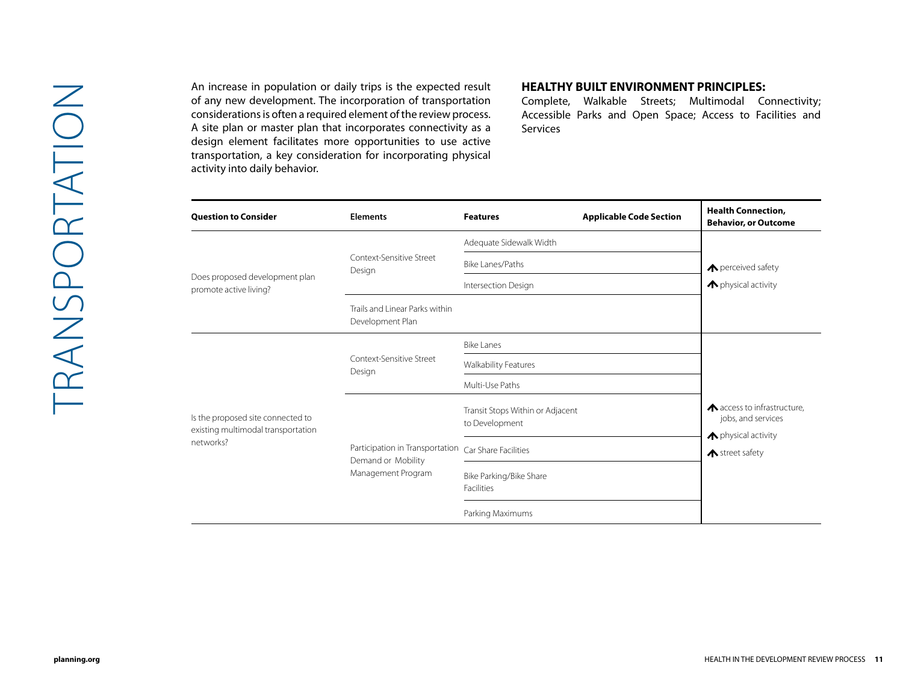# TRANSPORTATION

An increase in population or daily trips is the expected result of any new development. The incorporation of transportation considerations is often a required element of the review process. A site plan or master plan that incorporates connectivity as a design element facilitates more opportunities to use active transportation, a key consideration for incorporating physical activity into daily behavior.

**HEALTHY BUILT ENVIRONMENT PRINCIPLES:**
Complete, Walkable Streets; Multimodal Connectivity; Accessible Parks and Open Space; Access to Facilities and Services

| Question to Consider | Elements | Features | Applicable Code Section | Health Connection, Behavior, or Outcome |
|---|---|---|---|---|
| Does proposed development plan promote active living? | Context-Sensitive Street Design | Adequate Sidewalk Width | | ↑ perceived safety<br>↑ physical activity |
| | | Bike Lanes/Paths | | |
| | | Intersection Design | | |
| | Trails and Linear Parks within Development Plan | | | |
| Is the proposed site connected to existing multimodal transportation networks? | Context-Sensitive Street Design | Bike Lanes | | ↑ access to infrastructure, jobs, and services<br>↑ physical activity<br>↑ street safety |
| | | Walkability Features | | |
| | | Multi-Use Paths | | |
| | Participation in Transportation Demand or Mobility Management Program | Transit Stops Within or Adjacent to Development | | |
| | | Car Share Facilities | | |
| | | Bike Parking/Bike Share Facilities | | |
| | | Parking Maximums | | |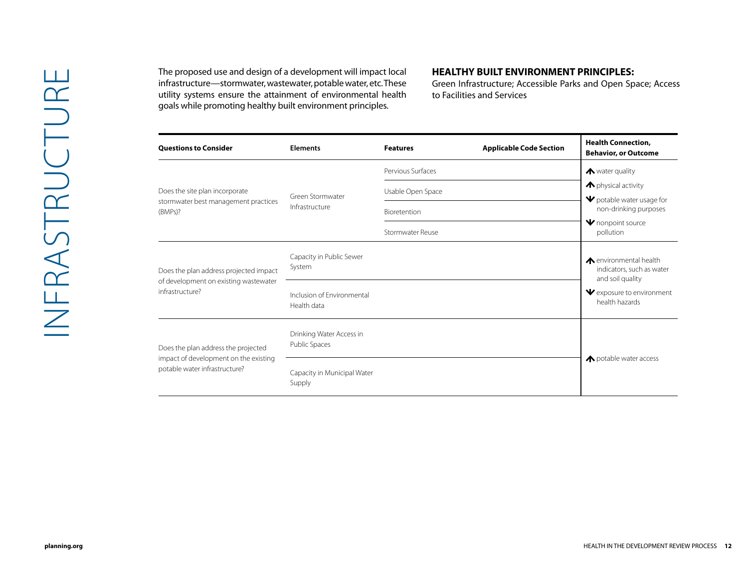# INFRASTRUCTURE

The proposed use and design of a development will impact local infrastructure—stormwater, wastewater, potable water, etc. These utility systems ensure the attainment of environmental health goals while promoting healthy built environment principles.

**HEALTHY BUILT ENVIRONMENT PRINCIPLES:**
Green Infrastructure; Accessible Parks and Open Space; Access to Facilities and Services

| Questions to Consider | Elements | Features | Applicable Code Section | Health Connection, Behavior, or Outcome |
|---|---|---|---|---|
| Does the site plan incorporate stormwater best management practices (BMPs)? | Green Stormwater Infrastructure | Pervious Surfaces | | ↑ water quality<br>↑ physical activity<br>↓ potable water usage for non-drinking purposes<br>↓ nonpoint source pollution |
| | | Usable Open Space | | |
| | | Bioretention | | |
| | | Stormwater Reuse | | |
| Does the plan address projected impact of development on existing wastewater infrastructure? | Capacity in Public Sewer System | | | ↑ environmental health indicators, such as water and soil quality<br>↓ exposure to environment health hazards |
| | Inclusion of Environmental Health data | | | |
| Does the plan address the projected impact of development on the existing potable water infrastructure? | Drinking Water Access in Public Spaces | | | ↑ potable water access |
| | Capacity in Municipal Water Supply | | | |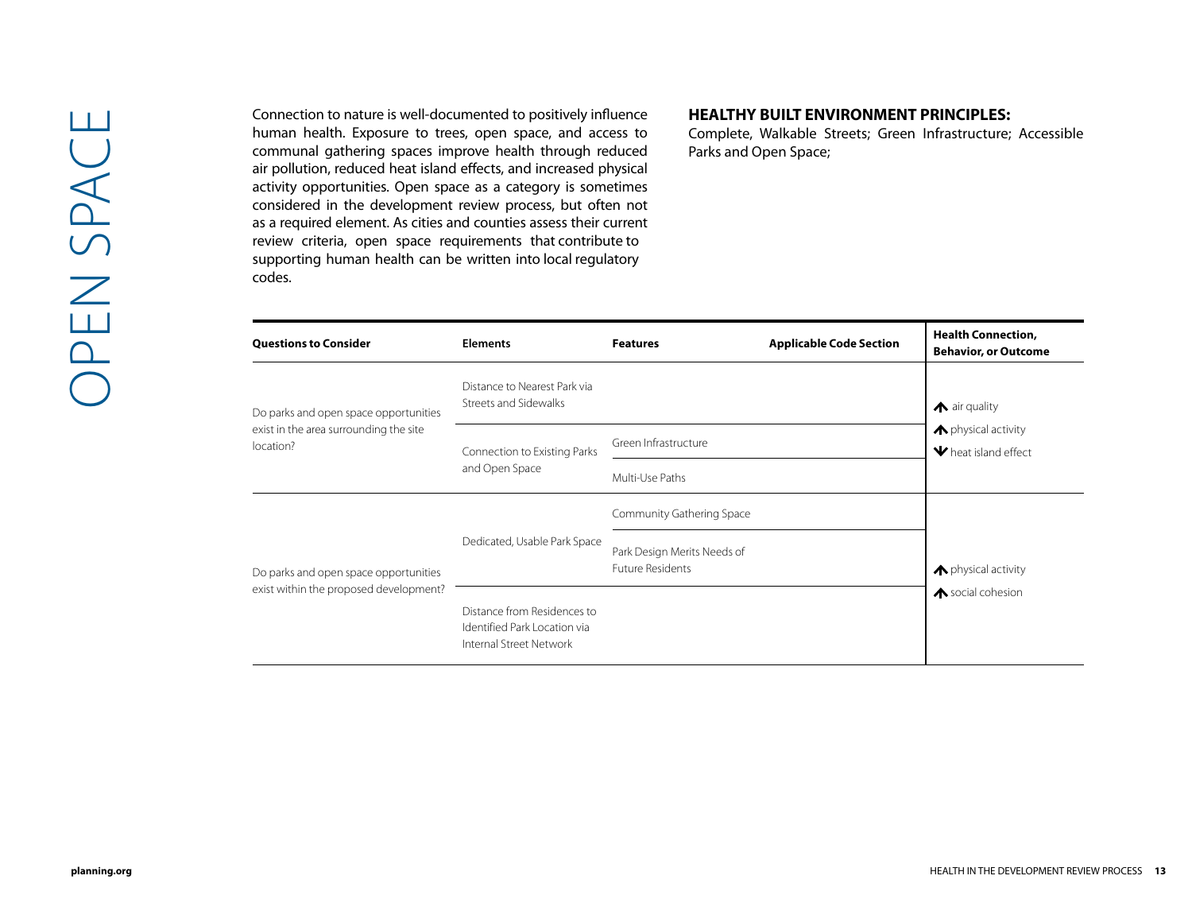# OPEN SPACE

Connection to nature is well-documented to positively influence human health. Exposure to trees, open space, and access to communal gathering spaces improve health through reduced air pollution, reduced heat island effects, and increased physical activity opportunities. Open space as a category is sometimes considered in the development review process, but often not as a required element. As cities and counties assess their current review criteria, open space requirements that contribute to supporting human health can be written into local regulatory codes.

**HEALTHY BUILT ENVIRONMENT PRINCIPLES:**
Complete, Walkable Streets; Green Infrastructure; Accessible Parks and Open Space;

| Questions to Consider | Elements | Features | Applicable Code Section | Health Connection, Behavior, or Outcome |
|---|---|---|---|---|
| Do parks and open space opportunities exist in the area surrounding the site location? | Distance to Nearest Park via Streets and Sidewalks | | | ↑ air quality<br>↑ physical activity<br>↓ heat island effect |
| | Connection to Existing Parks and Open Space | Green Infrastructure | | |
| | | Multi-Use Paths | | |
| Do parks and open space opportunities exist within the proposed development? | Dedicated, Usable Park Space | Community Gathering Space | | ↑ physical activity<br>↑ social cohesion |
| | | Park Design Merits Needs of Future Residents | | |
| | Distance from Residences to Identified Park Location via Internal Street Network | | | |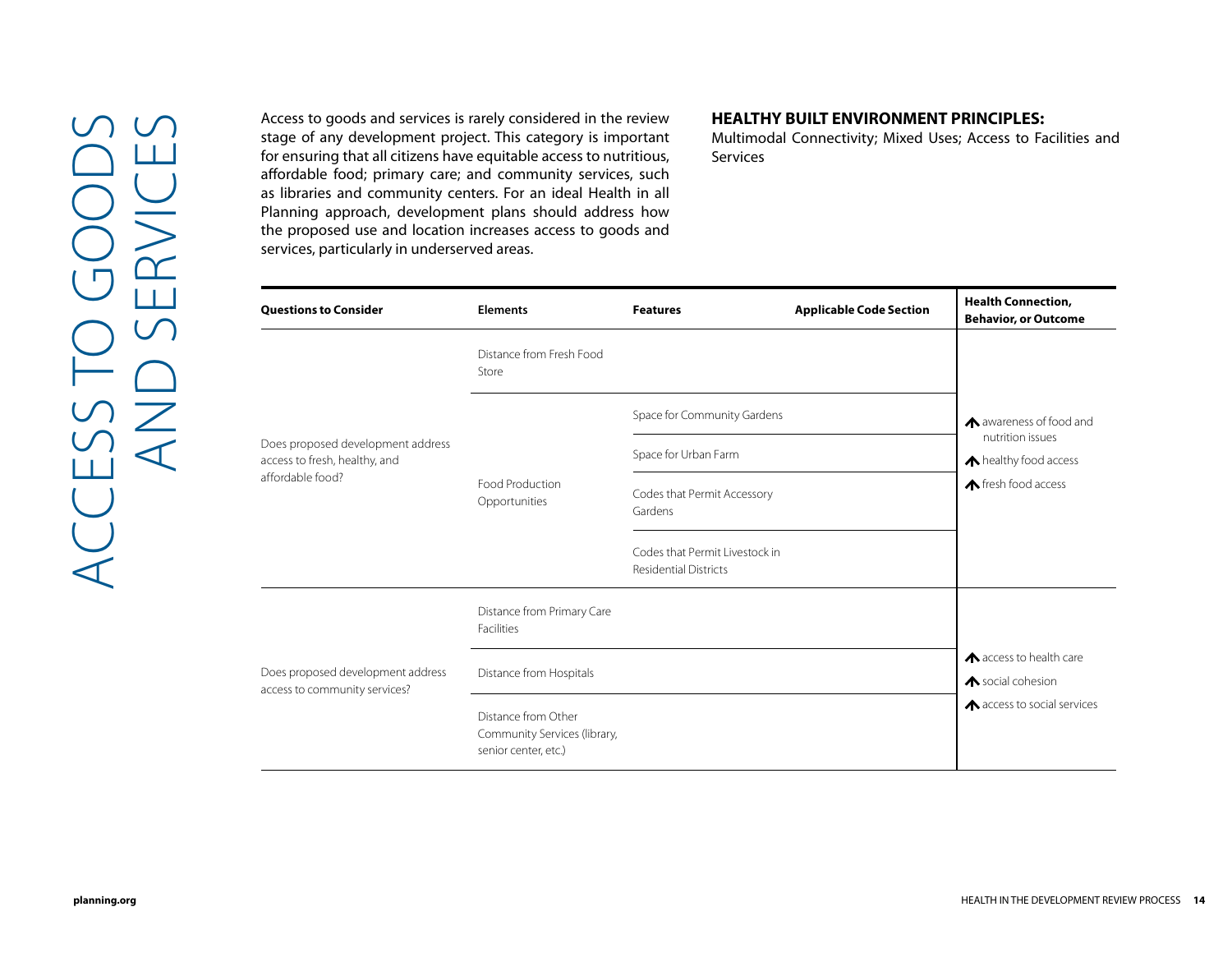# ACCESS TO GOODS AND SERVICES

Access to goods and services is rarely considered in the review stage of any development project. This category is important for ensuring that all citizens have equitable access to nutritious, affordable food; primary care; and community services, such as libraries and community centers. For an ideal Health in all Planning approach, development plans should address how the proposed use and location increases access to goods and services, particularly in underserved areas.

**HEALTHY BUILT ENVIRONMENT PRINCIPLES:**
Multimodal Connectivity; Mixed Uses; Access to Facilities and Services

| Questions to Consider | Elements | Features | Applicable Code Section | Health Connection, Behavior, or Outcome |
|---|---|---|---|---|
| Does proposed development address access to fresh, healthy, and affordable food? | Distance from Fresh Food Store | | | ↑ awareness of food and nutrition issues<br>↑ healthy food access<br>↑ fresh food access |
| | Food Production Opportunities | Space for Community Gardens | | |
| | | Space for Urban Farm | | |
| | | Codes that Permit Accessory Gardens | | |
| | | Codes that Permit Livestock in Residential Districts | | |
| Does proposed development address access to community services? | Distance from Primary Care Facilities | | | ↑ access to health care<br>↑ social cohesion<br>↑ access to social services |
| | Distance from Hospitals | | | |
| | Distance from Other Community Services (library, senior center, etc.) | | | |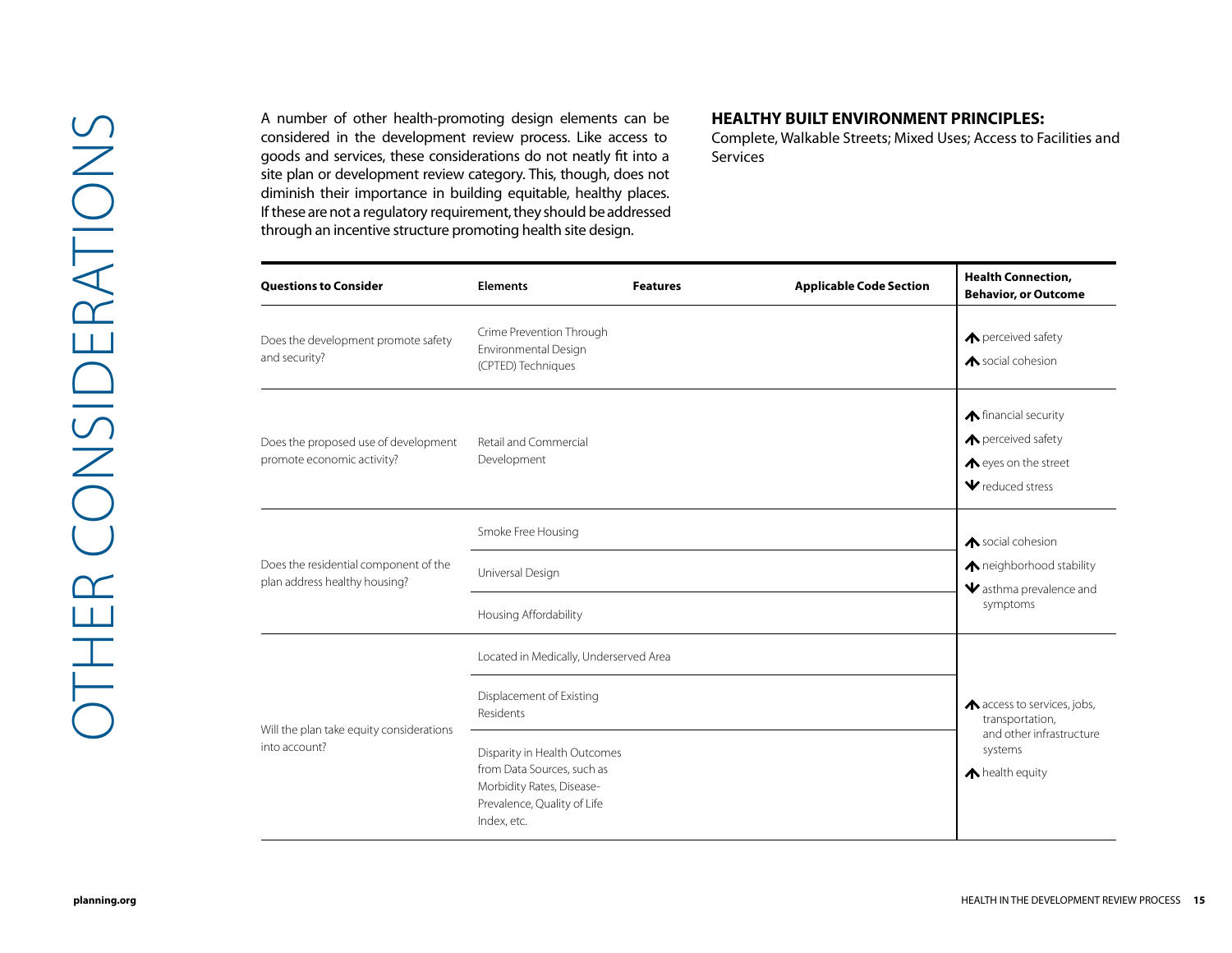// OTHER CONSIDERATIONS

# OTHER CONSIDERATIONS

A number of other health-promoting design elements can be considered in the development review process. Like access to goods and services, these considerations do not neatly fit into a site plan or development review category. This, though, does not diminish their importance in building equitable, healthy places. If these are not a regulatory requirement, they should be addressed through an incentive structure promoting health site design.

**HEALTHY BUILT ENVIRONMENT PRINCIPLES:**
Complete, Walkable Streets; Mixed Uses; Access to Facilities and Services

| Questions to Consider | Elements | Features | Applicable Code Section | Health Connection, Behavior, or Outcome |
|---|---|---|---|---|
| Does the development promote safety and security? | Crime Prevention Through Environmental Design (CPTED) Techniques | | | ↑ perceived safety<br>↑ social cohesion |
| Does the proposed use of development promote economic activity? | Retail and Commercial Development | | | ↑ financial security<br>↑ perceived safety<br>↑ eyes on the street<br>↓ reduced stress |
| Does the residential component of the plan address healthy housing? | Smoke Free Housing | | | ↑ social cohesion<br>↑ neighborhood stability<br>↓ asthma prevalence and symptoms |
| | Universal Design | | | |
| | Housing Affordability | | | |
| Will the plan take equity considerations into account? | Located in Medically, Underserved Area | | | ↑ access to services, jobs, transportation, and other infrastructure systems<br>↑ health equity |
| | Displacement of Existing Residents | | | |
| | Disparity in Health Outcomes from Data Sources, such as Morbidity Rates, Disease-Prevalence, Quality of Life Index, etc. | | | |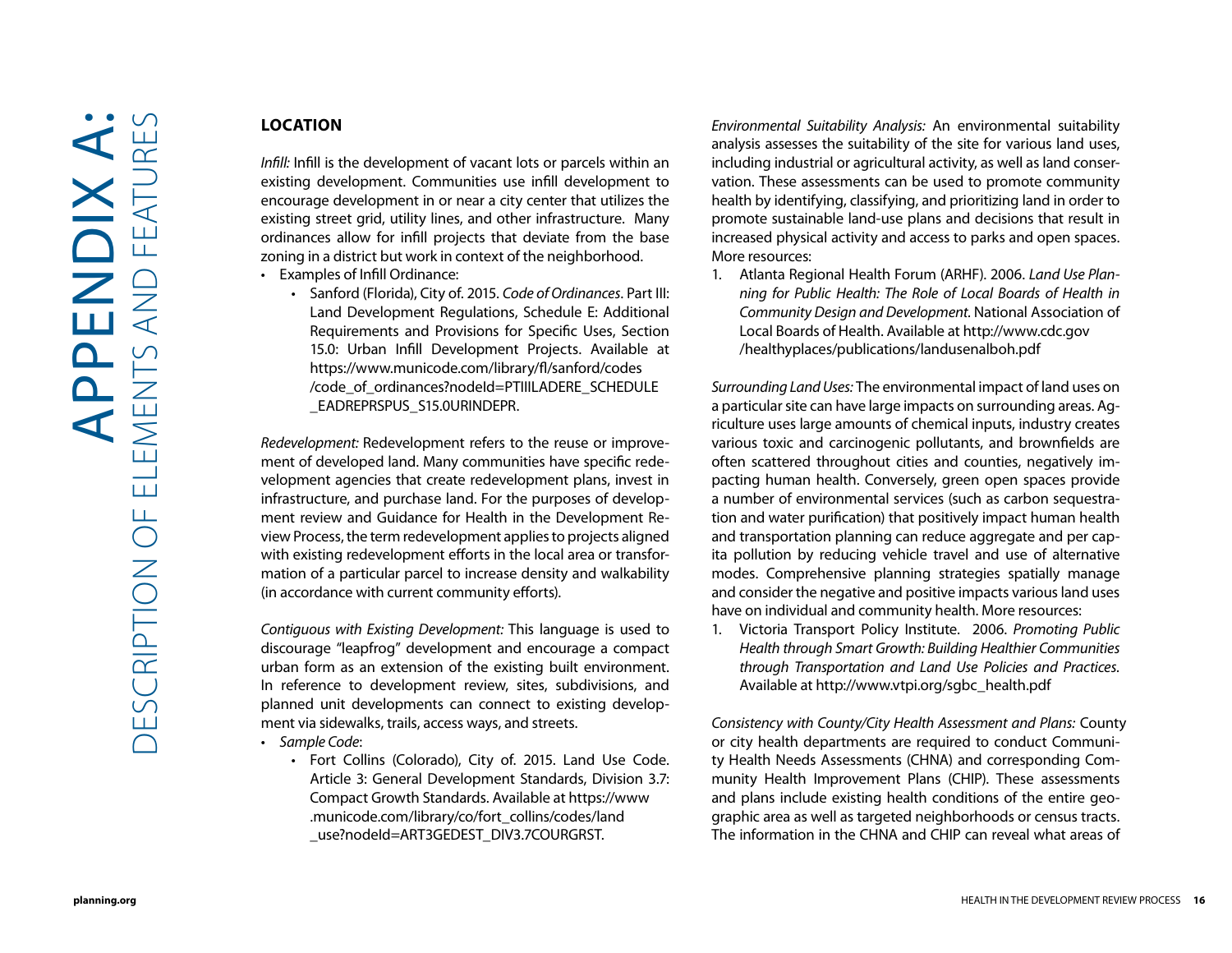# APPENDIX A: DESCRIPTION OF ELEMENTS AND FEATURES

**LOCATION**

*Infill:* Infill is the development of vacant lots or parcels within an existing development. Communities use infill development to encourage development in or near a city center that utilizes the existing street grid, utility lines, and other infrastructure. Many ordinances allow for infill projects that deviate from the base zoning in a district but work in context of the neighborhood.

- Examples of Infill Ordinance:
    - Sanford (Florida), City of. 2015. *Code of Ordinances*. Part III: Land Development Regulations, Schedule E: Additional Requirements and Provisions for Specific Uses, Section 15.0: Urban Infill Development Projects. Available at https://www.municode.com/library/fl/sanford/codes/code_of_ordinances?nodeId=PTIIILADERE_SCHEDULE_EADREPRSPUS_S15.0URINDEPR.

*Redevelopment:* Redevelopment refers to the reuse or improvement of developed land. Many communities have specific redevelopment agencies that create redevelopment plans, invest in infrastructure, and purchase land. For the purposes of development review and Guidance for Health in the Development Review Process, the term redevelopment applies to projects aligned with existing redevelopment efforts in the local area or transformation of a particular parcel to increase density and walkability (in accordance with current community efforts).

*Contiguous with Existing Development:* This language is used to discourage "leapfrog" development and encourage a compact urban form as an extension of the existing built environment. In reference to development review, sites, subdivisions, and planned unit developments can connect to existing development via sidewalks, trails, access ways, and streets.

- *Sample Code*:
    - Fort Collins (Colorado), City of. 2015. Land Use Code. Article 3: General Development Standards, Division 3.7: Compact Growth Standards. Available at https://www.municode.com/library/co/fort_collins/codes/land_use?nodeId=ART3GEDEST_DIV3.7COURGRST.

*Environmental Suitability Analysis:* An environmental suitability analysis assesses the suitability of the site for various land uses, including industrial or agricultural activity, as well as land conservation. These assessments can be used to promote community health by identifying, classifying, and prioritizing land in order to promote sustainable land-use plans and decisions that result in increased physical activity and access to parks and open spaces. More resources:

1. Atlanta Regional Health Forum (ARHF). 2006. *Land Use Planning for Public Health: The Role of Local Boards of Health in Community Design and Development*. National Association of Local Boards of Health. Available at http://www.cdc.gov/healthyplaces/publications/landusenalboh.pdf

*Surrounding Land Uses:* The environmental impact of land uses on a particular site can have large impacts on surrounding areas. Agriculture uses large amounts of chemical inputs, industry creates various toxic and carcinogenic pollutants, and brownfields are often scattered throughout cities and counties, negatively impacting human health. Conversely, green open spaces provide a number of environmental services (such as carbon sequestration and water purification) that positively impact human health and transportation planning can reduce aggregate and per capita pollution by reducing vehicle travel and use of alternative modes. Comprehensive planning strategies spatially manage and consider the negative and positive impacts various land uses have on individual and community health. More resources:

1. Victoria Transport Policy Institute. 2006. *Promoting Public Health through Smart Growth: Building Healthier Communities through Transportation and Land Use Policies and Practices*. Available at http://www.vtpi.org/sgbc_health.pdf

*Consistency with County/City Health Assessment and Plans:* County or city health departments are required to conduct Community Health Needs Assessments (CHNA) and corresponding Community Health Improvement Plans (CHIP). These assessments and plans include existing health conditions of the entire geographic area as well as targeted neighborhoods or census tracts. The information in the CHNA and CHIP can reveal what areas of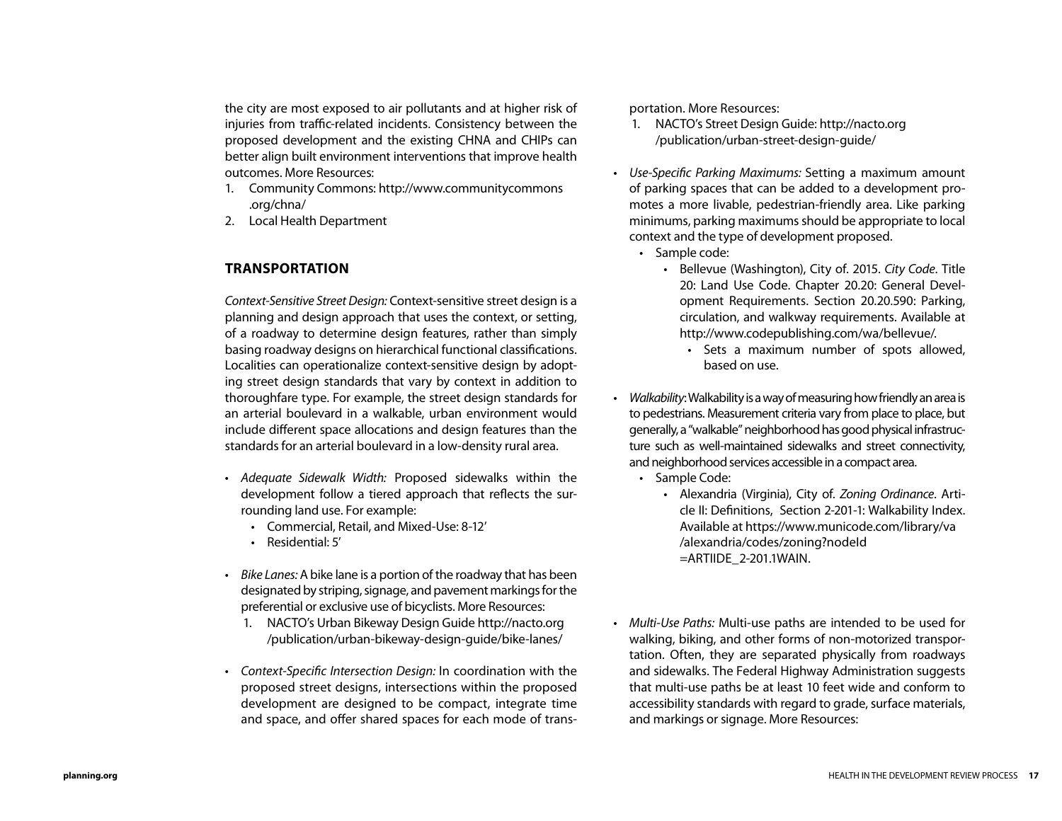the city are most exposed to air pollutants and at higher risk of injuries from traffic-related incidents. Consistency between the proposed development and the existing CHNA and CHIPs can better align built environment interventions that improve health outcomes. More Resources:

1. Community Commons: http://www.communitycommons.org/chna/
2. Local Health Department

## TRANSPORTATION

*Context-Sensitive Street Design:* Context-sensitive street design is a planning and design approach that uses the context, or setting, of a roadway to determine design features, rather than simply basing roadway designs on hierarchical functional classifications. Localities can operationalize context-sensitive design by adopting street design standards that vary by context in addition to thoroughfare type. For example, the street design standards for an arterial boulevard in a walkable, urban environment would include different space allocations and design features than the standards for an arterial boulevard in a low-density rural area.

- *Adequate Sidewalk Width:* Proposed sidewalks within the development follow a tiered approach that reflects the surrounding land use. For example:
  - Commercial, Retail, and Mixed-Use: 8-12'
  - Residential: 5'
- *Bike Lanes:* A bike lane is a portion of the roadway that has been designated by striping, signage, and pavement markings for the preferential or exclusive use of bicyclists. More Resources:
  1. NACTO's Urban Bikeway Design Guide http://nacto.org/publication/urban-bikeway-design-guide/bike-lanes/
- *Context-Specific Intersection Design:* In coordination with the proposed street designs, intersections within the proposed development are designed to be compact, integrate time and space, and offer shared spaces for each mode of transportation. More Resources:
  1. NACTO's Street Design Guide: http://nacto.org/publication/urban-street-design-guide/
- *Use-Specific Parking Maximums:* Setting a maximum amount of parking spaces that can be added to a development promotes a more livable, pedestrian-friendly area. Like parking minimums, parking maximums should be appropriate to local context and the type of development proposed.
  - Sample code:
    - Bellevue (Washington), City of. 2015. *City Code*. Title 20: Land Use Code. Chapter 20.20: General Development Requirements. Section 20.20.590: Parking, circulation, and walkway requirements. Available at http://www.codepublishing.com/wa/bellevue/.
      - Sets a maximum number of spots allowed, based on use.
- *Walkability:* Walkability is a way of measuring how friendly an area is to pedestrians. Measurement criteria vary from place to place, but generally, a "walkable" neighborhood has good physical infrastructure such as well-maintained sidewalks and street connectivity, and neighborhood services accessible in a compact area.
  - Sample Code:
    - Alexandria (Virginia), City of. *Zoning Ordinance*. Article II: Definitions, Section 2-201-1: Walkability Index. Available at https://www.municode.com/library/va/alexandria/codes/zoning?nodeId=ARTIIDE_2-201.1WAIN.
- *Multi-Use Paths:* Multi-use paths are intended to be used for walking, biking, and other forms of non-motorized transportation. Often, they are separated physically from roadways and sidewalks. The Federal Highway Administration suggests that multi-use paths be at least 10 feet wide and conform to accessibility standards with regard to grade, surface materials, and markings or signage. More Resources: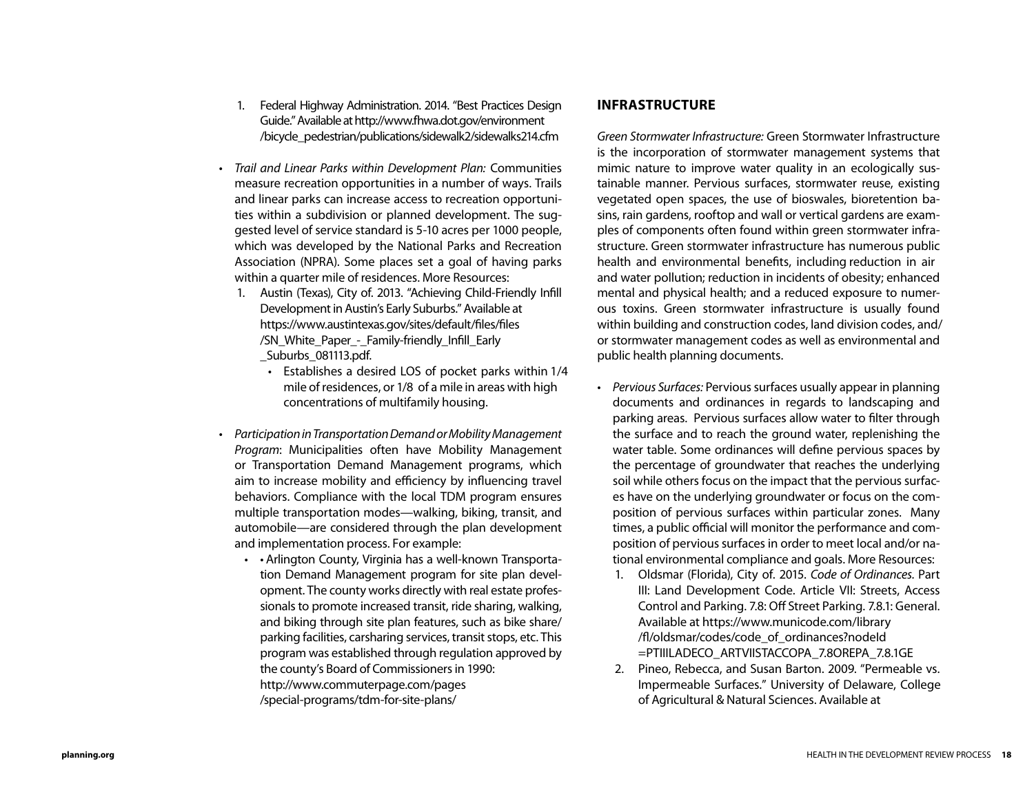1. Federal Highway Administration. 2014. "Best Practices Design Guide." Available at http://www.fhwa.dot.gov/environment/bicycle_pedestrian/publications/sidewalk2/sidewalks214.cfm

- *Trail and Linear Parks within Development Plan:* Communities measure recreation opportunities in a number of ways. Trails and linear parks can increase access to recreation opportunities within a subdivision or planned development. The suggested level of service standard is 5-10 acres per 1000 people, which was developed by the National Parks and Recreation Association (NPRA). Some places set a goal of having parks within a quarter mile of residences. More Resources:
  1. Austin (Texas), City of. 2013. "Achieving Child-Friendly Infill Development in Austin's Early Suburbs." Available at https://www.austintexas.gov/sites/default/files/files/SN_White_Paper_-_Family-friendly_Infill_Early_Suburbs_081113.pdf.
     - Establishes a desired LOS of pocket parks within 1/4 mile of residences, or 1/8 of a mile in areas with high concentrations of multifamily housing.

- *Participation in Transportation Demand or Mobility Management Program*: Municipalities often have Mobility Management or Transportation Demand Management programs, which aim to increase mobility and efficiency by influencing travel behaviors. Compliance with the local TDM program ensures multiple transportation modes—walking, biking, transit, and automobile—are considered through the plan development and implementation process. For example:
  - • Arlington County, Virginia has a well-known Transportation Demand Management program for site plan development. The county works directly with real estate professionals to promote increased transit, ride sharing, walking, and biking through site plan features, such as bike share/parking facilities, carsharing services, transit stops, etc. This program was established through regulation approved by the county's Board of Commissioners in 1990: http://www.commuterpage.com/pages/special-programs/tdm-for-site-plans/

## INFRASTRUCTURE

*Green Stormwater Infrastructure:* Green Stormwater Infrastructure is the incorporation of stormwater management systems that mimic nature to improve water quality in an ecologically sustainable manner. Pervious surfaces, stormwater reuse, existing vegetated open spaces, the use of bioswales, bioretention basins, rain gardens, rooftop and wall or vertical gardens are examples of components often found within green stormwater infrastructure. Green stormwater infrastructure has numerous public health and environmental benefits, including reduction in air and water pollution; reduction in incidents of obesity; enhanced mental and physical health; and a reduced exposure to numerous toxins. Green stormwater infrastructure is usually found within building and construction codes, land division codes, and/or stormwater management codes as well as environmental and public health planning documents.

- *Pervious Surfaces:* Pervious surfaces usually appear in planning documents and ordinances in regards to landscaping and parking areas. Pervious surfaces allow water to filter through the surface and to reach the ground water, replenishing the water table. Some ordinances will define pervious spaces by the percentage of groundwater that reaches the underlying soil while others focus on the impact that the pervious surfaces have on the underlying groundwater or focus on the composition of pervious surfaces within particular zones. Many times, a public official will monitor the performance and composition of pervious surfaces in order to meet local and/or national environmental compliance and goals. More Resources:
  1. Oldsmar (Florida), City of. 2015. *Code of Ordinances*. Part III: Land Development Code. Article VII: Streets, Access Control and Parking. 7.8: Off Street Parking. 7.8.1: General. Available at https://www.municode.com/library/fl/oldsmar/codes/code_of_ordinances?nodeId=PTIIILADECO_ARTVIISTACCOPA_7.8OREPA_7.8.1GE
  2. Pineo, Rebecca, and Susan Barton. 2009. "Permeable vs. Impermeable Surfaces." University of Delaware, College of Agricultural & Natural Sciences. Available at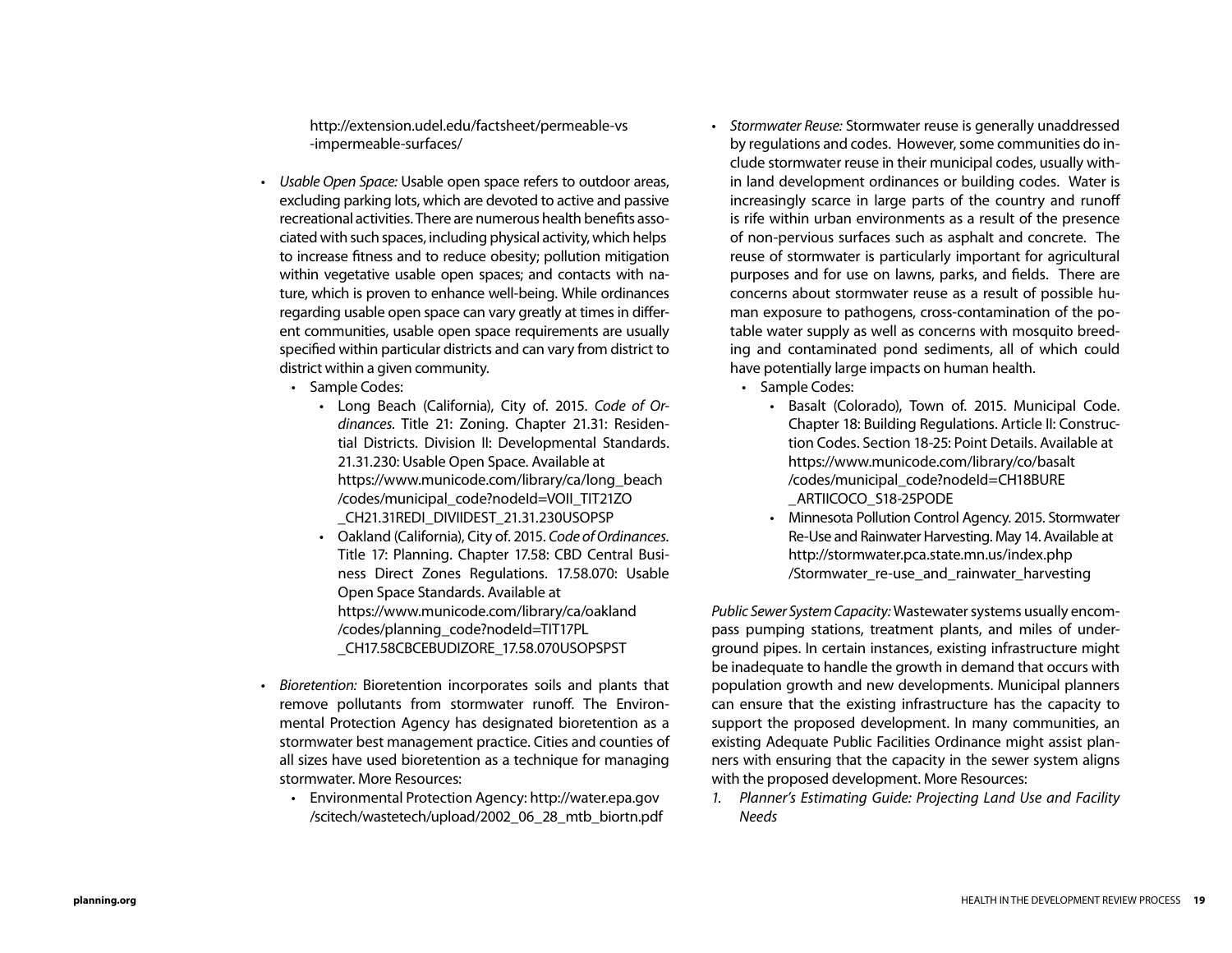http://extension.udel.edu/factsheet/permeable-vs-impermeable-surfaces/

- *Usable Open Space:* Usable open space refers to outdoor areas, excluding parking lots, which are devoted to active and passive recreational activities. There are numerous health benefits associated with such spaces, including physical activity, which helps to increase fitness and to reduce obesity; pollution mitigation within vegetative usable open spaces; and contacts with nature, which is proven to enhance well-being. While ordinances regarding usable open space can vary greatly at times in different communities, usable open space requirements are usually specified within particular districts and can vary from district to district within a given community.
  - Sample Codes:
    - Long Beach (California), City of. 2015. *Code of Ordinances*. Title 21: Zoning. Chapter 21.31: Residential Districts. Division II: Developmental Standards. 21.31.230: Usable Open Space. Available at https://www.municode.com/library/ca/long_beach/codes/municipal_code?nodeId=VOII_TIT21ZO_CH21.31REDI_DIVIIDEST_21.31.230USOPSP
    - Oakland (California), City of. 2015. *Code of Ordinances*. Title 17: Planning. Chapter 17.58: CBD Central Business Direct Zones Regulations. 17.58.070: Usable Open Space Standards. Available at https://www.municode.com/library/ca/oakland/codes/planning_code?nodeId=TIT17PL_CH17.58CBCEBUDIZORE_17.58.070USOPSPST
- *Bioretention:* Bioretention incorporates soils and plants that remove pollutants from stormwater runoff. The Environmental Protection Agency has designated bioretention as a stormwater best management practice. Cities and counties of all sizes have used bioretention as a technique for managing stormwater. More Resources:
  - Environmental Protection Agency: http://water.epa.gov/scitech/wastetech/upload/2002_06_28_mtb_biortn.pdf
- *Stormwater Reuse:* Stormwater reuse is generally unaddressed by regulations and codes. However, some communities do include stormwater reuse in their municipal codes, usually within land development ordinances or building codes. Water is increasingly scarce in large parts of the country and runoff is rife within urban environments as a result of the presence of non-pervious surfaces such as asphalt and concrete. The reuse of stormwater is particularly important for agricultural purposes and for use on lawns, parks, and fields. There are concerns about stormwater reuse as a result of possible human exposure to pathogens, cross-contamination of the potable water supply as well as concerns with mosquito breeding and contaminated pond sediments, all of which could have potentially large impacts on human health.
  - Sample Codes:
    - Basalt (Colorado), Town of. 2015. Municipal Code. Chapter 18: Building Regulations. Article II: Construction Codes. Section 18-25: Point Details. Available at https://www.municode.com/library/co/basalt/codes/municipal_code?nodeId=CH18BURE_ARTIICOCO_S18-25PODE
    - Minnesota Pollution Control Agency. 2015. Stormwater Re-Use and Rainwater Harvesting. May 14. Available at http://stormwater.pca.state.mn.us/index.php/Stormwater_re-use_and_rainwater_harvesting

*Public Sewer System Capacity:* Wastewater systems usually encompass pumping stations, treatment plants, and miles of underground pipes. In certain instances, existing infrastructure might be inadequate to handle the growth in demand that occurs with population growth and new developments. Municipal planners can ensure that the existing infrastructure has the capacity to support the proposed development. In many communities, an existing Adequate Public Facilities Ordinance might assist planners with ensuring that the capacity in the sewer system aligns with the proposed development. More Resources:

1. *Planner's Estimating Guide: Projecting Land Use and Facility Needs*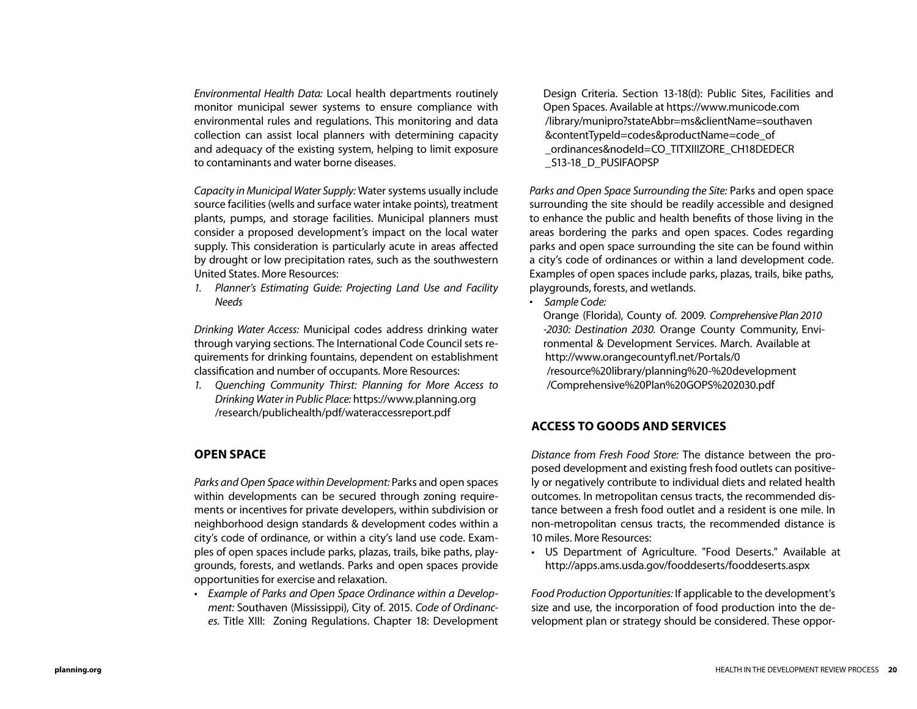*Environmental Health Data:* Local health departments routinely monitor municipal sewer systems to ensure compliance with environmental rules and regulations. This monitoring and data collection can assist local planners with determining capacity and adequacy of the existing system, helping to limit exposure to contaminants and water borne diseases.

*Capacity in Municipal Water Supply:* Water systems usually include source facilities (wells and surface water intake points), treatment plants, pumps, and storage facilities. Municipal planners must consider a proposed development's impact on the local water supply. This consideration is particularly acute in areas affected by drought or low precipitation rates, such as the southwestern United States. More Resources:

1. *Planner's Estimating Guide: Projecting Land Use and Facility Needs*

*Drinking Water Access:* Municipal codes address drinking water through varying sections. The International Code Council sets requirements for drinking fountains, dependent on establishment classification and number of occupants. More Resources:

1. *Quenching Community Thirst: Planning for More Access to Drinking Water in Public Place:* https://www.planning.org/research/publichealth/pdf/wateraccessreport.pdf

## OPEN SPACE

*Parks and Open Space within Development:* Parks and open spaces within developments can be secured through zoning requirements or incentives for private developers, within subdivision or neighborhood design standards & development codes within a city's code of ordinance, or within a city's land use code. Examples of open spaces include parks, plazas, trails, bike paths, playgrounds, forests, and wetlands. Parks and open spaces provide opportunities for exercise and relaxation.

- *Example of Parks and Open Space Ordinance within a Development:* Southaven (Mississippi), City of. 2015. *Code of Ordinances.* Title XIII: Zoning Regulations. Chapter 18: Development Design Criteria. Section 13-18(d): Public Sites, Facilities and Open Spaces. Available at https://www.municode.com/library/munipro?stateAbbr=ms&clientName=southaven&contentTypeId=codes&productName=code_of_ordinances&nodeId=CO_TITXIIIZORE_CH18DEDECR_S13-18_D_PUSIFAOPSP

*Parks and Open Space Surrounding the Site:* Parks and open space surrounding the site should be readily accessible and designed to enhance the public and health benefits of those living in the areas bordering the parks and open spaces. Codes regarding parks and open space surrounding the site can be found within a city's code of ordinances or within a land development code. Examples of open spaces include parks, plazas, trails, bike paths, playgrounds, forests, and wetlands.

- *Sample Code:*
  Orange (Florida), County of. 2009. *Comprehensive Plan 2010-2030: Destination 2030.* Orange County Community, Environmental & Development Services. March. Available at http://www.orangecountyfl.net/Portals/0/resource%20library/planning%20-%20development/Comprehensive%20Plan%20GOPS%202030.pdf

## ACCESS TO GOODS AND SERVICES

*Distance from Fresh Food Store:* The distance between the proposed development and existing fresh food outlets can positively or negatively contribute to individual diets and related health outcomes. In metropolitan census tracts, the recommended distance between a fresh food outlet and a resident is one mile. In non-metropolitan census tracts, the recommended distance is 10 miles. More Resources:

- US Department of Agriculture. "Food Deserts." Available at http://apps.ams.usda.gov/fooddeserts/fooddeserts.aspx

*Food Production Opportunities:* If applicable to the development's size and use, the incorporation of food production into the development plan or strategy should be considered. These oppor-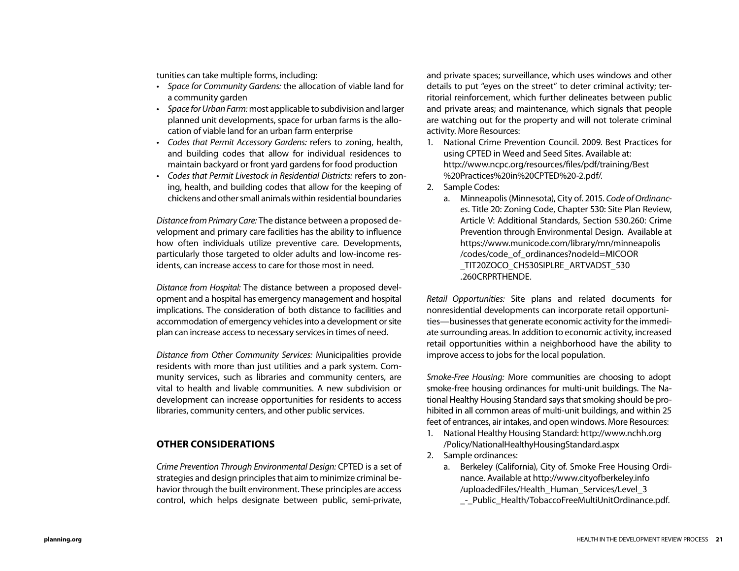tunities can take multiple forms, including:

- *Space for Community Gardens:* the allocation of viable land for a community garden
- *Space for Urban Farm:* most applicable to subdivision and larger planned unit developments, space for urban farms is the allocation of viable land for an urban farm enterprise
- *Codes that Permit Accessory Gardens:* refers to zoning, health, and building codes that allow for individual residences to maintain backyard or front yard gardens for food production
- *Codes that Permit Livestock in Residential Districts:* refers to zoning, health, and building codes that allow for the keeping of chickens and other small animals within residential boundaries

*Distance from Primary Care:* The distance between a proposed development and primary care facilities has the ability to influence how often individuals utilize preventive care. Developments, particularly those targeted to older adults and low-income residents, can increase access to care for those most in need.

*Distance from Hospital:* The distance between a proposed development and a hospital has emergency management and hospital implications. The consideration of both distance to facilities and accommodation of emergency vehicles into a development or site plan can increase access to necessary services in times of need.

*Distance from Other Community Services:* Municipalities provide residents with more than just utilities and a park system. Community services, such as libraries and community centers, are vital to health and livable communities. A new subdivision or development can increase opportunities for residents to access libraries, community centers, and other public services.

## OTHER CONSIDERATIONS

*Crime Prevention Through Environmental Design:* CPTED is a set of strategies and design principles that aim to minimize criminal behavior through the built environment. These principles are access control, which helps designate between public, semi-private, and private spaces; surveillance, which uses windows and other details to put "eyes on the street" to deter criminal activity; territorial reinforcement, which further delineates between public and private areas; and maintenance, which signals that people are watching out for the property and will not tolerate criminal activity. More Resources:

1. National Crime Prevention Council. 2009. Best Practices for using CPTED in Weed and Seed Sites. Available at: http://www.ncpc.org/resources/files/pdf/training/Best%20Practices%20in%20CPTED%20-2.pdf/.
2. Sample Codes:
   a. Minneapolis (Minnesota), City of. 2015. *Code of Ordinances*. Title 20: Zoning Code, Chapter 530: Site Plan Review, Article V: Additional Standards, Section 530.260: Crime Prevention through Environmental Design. Available at https://www.municode.com/library/mn/minneapolis/codes/code_of_ordinances?nodeId=MICOOR_TIT20ZOCO_CH530SIPLRE_ARTVADST_530.260CRPRTHENDE.

*Retail Opportunities:* Site plans and related documents for nonresidential developments can incorporate retail opportunities—businesses that generate economic activity for the immediate surrounding areas. In addition to economic activity, increased retail opportunities within a neighborhood have the ability to improve access to jobs for the local population.

*Smoke-Free Housing:* More communities are choosing to adopt smoke-free housing ordinances for multi-unit buildings. The National Healthy Housing Standard says that smoking should be prohibited in all common areas of multi-unit buildings, and within 25 feet of entrances, air intakes, and open windows. More Resources:

1. National Healthy Housing Standard: http://www.nchh.org/Policy/NationalHealthyHousingStandard.aspx
2. Sample ordinances:
   a. Berkeley (California), City of. Smoke Free Housing Ordinance. Available at http://www.cityofberkeley.info/uploadedFiles/Health_Human_Services/Level_3_-_Public_Health/TobaccoFreeMultiUnitOrdinance.pdf.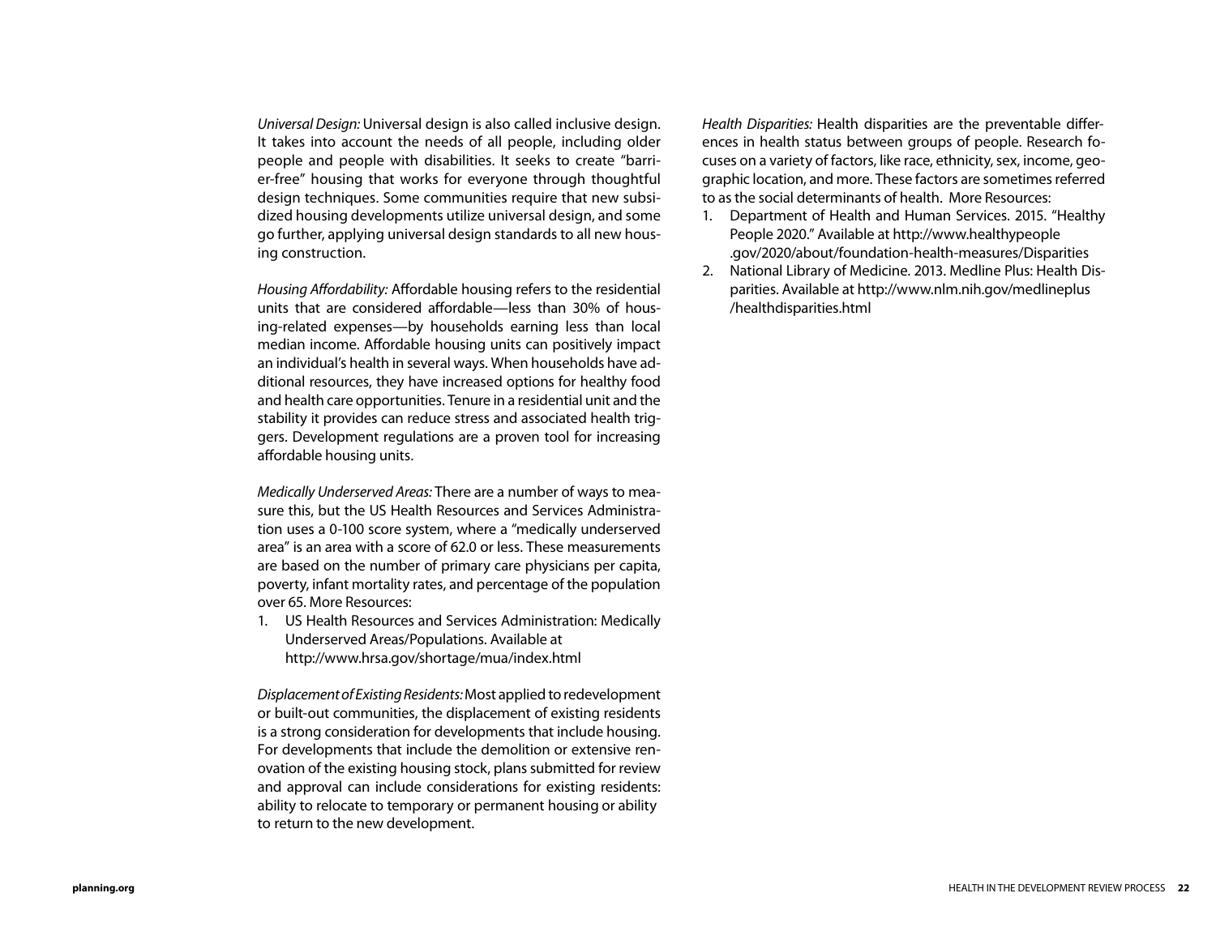*Universal Design:* Universal design is also called inclusive design. It takes into account the needs of all people, including older people and people with disabilities. It seeks to create "barrier-free" housing that works for everyone through thoughtful design techniques. Some communities require that new subsidized housing developments utilize universal design, and some go further, applying universal design standards to all new housing construction.

*Housing Affordability:* Affordable housing refers to the residential units that are considered affordable—less than 30% of housing-related expenses—by households earning less than local median income. Affordable housing units can positively impact an individual's health in several ways. When households have additional resources, they have increased options for healthy food and health care opportunities. Tenure in a residential unit and the stability it provides can reduce stress and associated health triggers. Development regulations are a proven tool for increasing affordable housing units.

*Medically Underserved Areas:* There are a number of ways to measure this, but the US Health Resources and Services Administration uses a 0-100 score system, where a "medically underserved area" is an area with a score of 62.0 or less. These measurements are based on the number of primary care physicians per capita, poverty, infant mortality rates, and percentage of the population over 65. More Resources:

1. US Health Resources and Services Administration: Medically Underserved Areas/Populations. Available at http://www.hrsa.gov/shortage/mua/index.html

*Displacement of Existing Residents:* Most applied to redevelopment or built-out communities, the displacement of existing residents is a strong consideration for developments that include housing. For developments that include the demolition or extensive renovation of the existing housing stock, plans submitted for review and approval can include considerations for existing residents: ability to relocate to temporary or permanent housing or ability to return to the new development.

*Health Disparities:* Health disparities are the preventable differences in health status between groups of people. Research focuses on a variety of factors, like race, ethnicity, sex, income, geographic location, and more. These factors are sometimes referred to as the social determinants of health. More Resources:

1. Department of Health and Human Services. 2015. "Healthy People 2020." Available at http://www.healthypeople.gov/2020/about/foundation-health-measures/Disparities
2. National Library of Medicine. 2013. Medline Plus: Health Disparities. Available at http://www.nlm.nih.gov/medlineplus/healthdisparities.html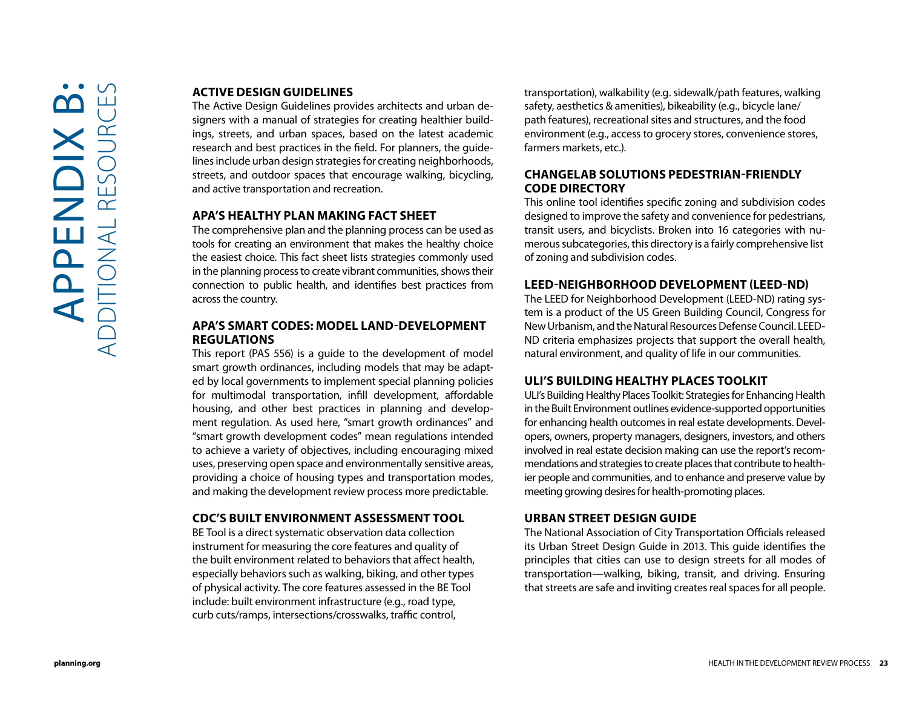# APPENDIX B: ADDITIONAL RESOURCES

## ACTIVE DESIGN GUIDELINES

The Active Design Guidelines provides architects and urban designers with a manual of strategies for creating healthier buildings, streets, and urban spaces, based on the latest academic research and best practices in the field. For planners, the guidelines include urban design strategies for creating neighborhoods, streets, and outdoor spaces that encourage walking, bicycling, and active transportation and recreation.

## APA'S HEALTHY PLAN MAKING FACT SHEET

The comprehensive plan and the planning process can be used as tools for creating an environment that makes the healthy choice the easiest choice. This fact sheet lists strategies commonly used in the planning process to create vibrant communities, shows their connection to public health, and identifies best practices from across the country.

## APA'S SMART CODES: MODEL LAND-DEVELOPMENT REGULATIONS

This report (PAS 556) is a guide to the development of model smart growth ordinances, including models that may be adapted by local governments to implement special planning policies for multimodal transportation, infill development, affordable housing, and other best practices in planning and development regulation. As used here, "smart growth ordinances" and "smart growth development codes" mean regulations intended to achieve a variety of objectives, including encouraging mixed uses, preserving open space and environmentally sensitive areas, providing a choice of housing types and transportation modes, and making the development review process more predictable.

## CDC'S BUILT ENVIRONMENT ASSESSMENT TOOL

BE Tool is a direct systematic observation data collection instrument for measuring the core features and quality of the built environment related to behaviors that affect health, especially behaviors such as walking, biking, and other types of physical activity. The core features assessed in the BE Tool include: built environment infrastructure (e.g., road type, curb cuts/ramps, intersections/crosswalks, traffic control, transportation), walkability (e.g. sidewalk/path features, walking safety, aesthetics & amenities), bikeability (e.g., bicycle lane/path features), recreational sites and structures, and the food environment (e.g., access to grocery stores, convenience stores, farmers markets, etc.).

## CHANGELAB SOLUTIONS PEDESTRIAN-FRIENDLY CODE DIRECTORY

This online tool identifies specific zoning and subdivision codes designed to improve the safety and convenience for pedestrians, transit users, and bicyclists. Broken into 16 categories with numerous subcategories, this directory is a fairly comprehensive list of zoning and subdivision codes.

## LEED-NEIGHBORHOOD DEVELOPMENT (LEED-ND)

The LEED for Neighborhood Development (LEED-ND) rating system is a product of the US Green Building Council, Congress for New Urbanism, and the Natural Resources Defense Council. LEED-ND criteria emphasizes projects that support the overall health, natural environment, and quality of life in our communities.

## ULI'S BUILDING HEALTHY PLACES TOOLKIT

ULI's Building Healthy Places Toolkit: Strategies for Enhancing Health in the Built Environment outlines evidence-supported opportunities for enhancing health outcomes in real estate developments. Developers, owners, property managers, designers, investors, and others involved in real estate decision making can use the report's recommendations and strategies to create places that contribute to healthier people and communities, and to enhance and preserve value by meeting growing desires for health-promoting places.

## URBAN STREET DESIGN GUIDE

The National Association of City Transportation Officials released its Urban Street Design Guide in 2013. This guide identifies the principles that cities can use to design streets for all modes of transportation—walking, biking, transit, and driving. Ensuring that streets are safe and inviting creates real spaces for all people.